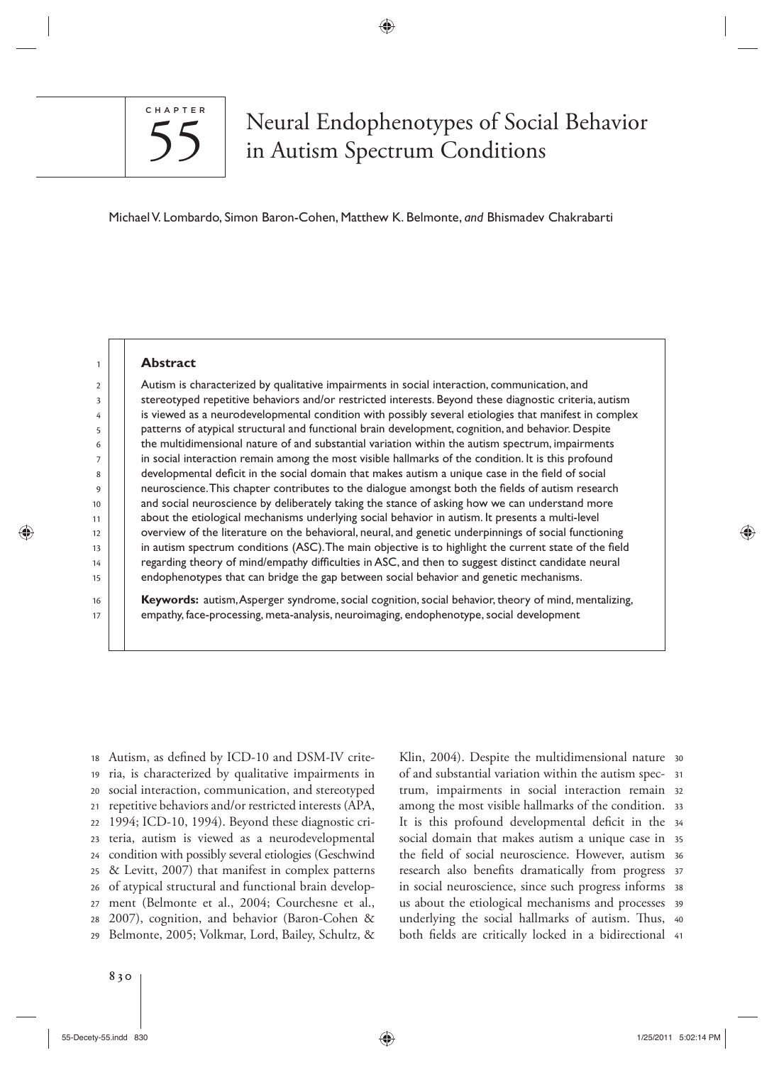CHAPTER 55

# Neural Endophenotypes of Social Behavior in Autism Spectrum Conditions

Michael V. Lombardo, Simon Baron-Cohen, Matthew K. Belmonte, *and* Bhismadev Chakrabarti

## Abstract

Autism is characterized by qualitative impairments in social interaction, communication, and stereotyped repetitive behaviors and/or restricted interests. Beyond these diagnostic criteria, autism is viewed as a neurodevelopmental condition with possibly several etiologies that manifest in complex patterns of atypical structural and functional brain development, cognition, and behavior. Despite the multidimensional nature of and substantial variation within the autism spectrum, impairments in social interaction remain among the most visible hallmarks of the condition. It is this profound developmental deficit in the social domain that makes autism a unique case in the field of social neuroscience. This chapter contributes to the dialogue amongst both the fields of autism research and social neuroscience by deliberately taking the stance of asking how we can understand more about the etiological mechanisms underlying social behavior in autism. It presents a multi-level overview of the literature on the behavioral, neural, and genetic underpinnings of social functioning in autism spectrum conditions (ASC). The main objective is to highlight the current state of the field regarding theory of mind/empathy difficulties in ASC, and then to suggest distinct candidate neural endophenotypes that can bridge the gap between social behavior and genetic mechanisms.

**Keywords:** autism, Asperger syndrome, social cognition, social behavior, theory of mind, mentalizing, empathy, face-processing, meta-analysis, neuroimaging, endophenotype, social development

Autism, as defined by ICD-10 and DSM-IV criteria, is characterized by qualitative impairments in social interaction, communication, and stereotyped repetitive behaviors and/or restricted interests (APA, 1994; ICD-10, 1994). Beyond these diagnostic criteria, autism is viewed as a neurodevelopmental condition with possibly several etiologies (Geschwind & Levitt, 2007) that manifest in complex patterns of atypical structural and functional brain development (Belmonte et al., 2004; Courchesne et al., 2007), cognition, and behavior (Baron-Cohen & Belmonte, 2005; Volkmar, Lord, Bailey, Schultz, & Klin, 2004). Despite the multidimensional nature of and substantial variation within the autism spectrum, impairments in social interaction remain among the most visible hallmarks of the condition. It is this profound developmental deficit in the social domain that makes autism a unique case in the field of social neuroscience. However, autism research also benefits dramatically from progress in social neuroscience, since such progress informs us about the etiological mechanisms and processes underlying the social hallmarks of autism. Thus, both fields are critically locked in a bidirectional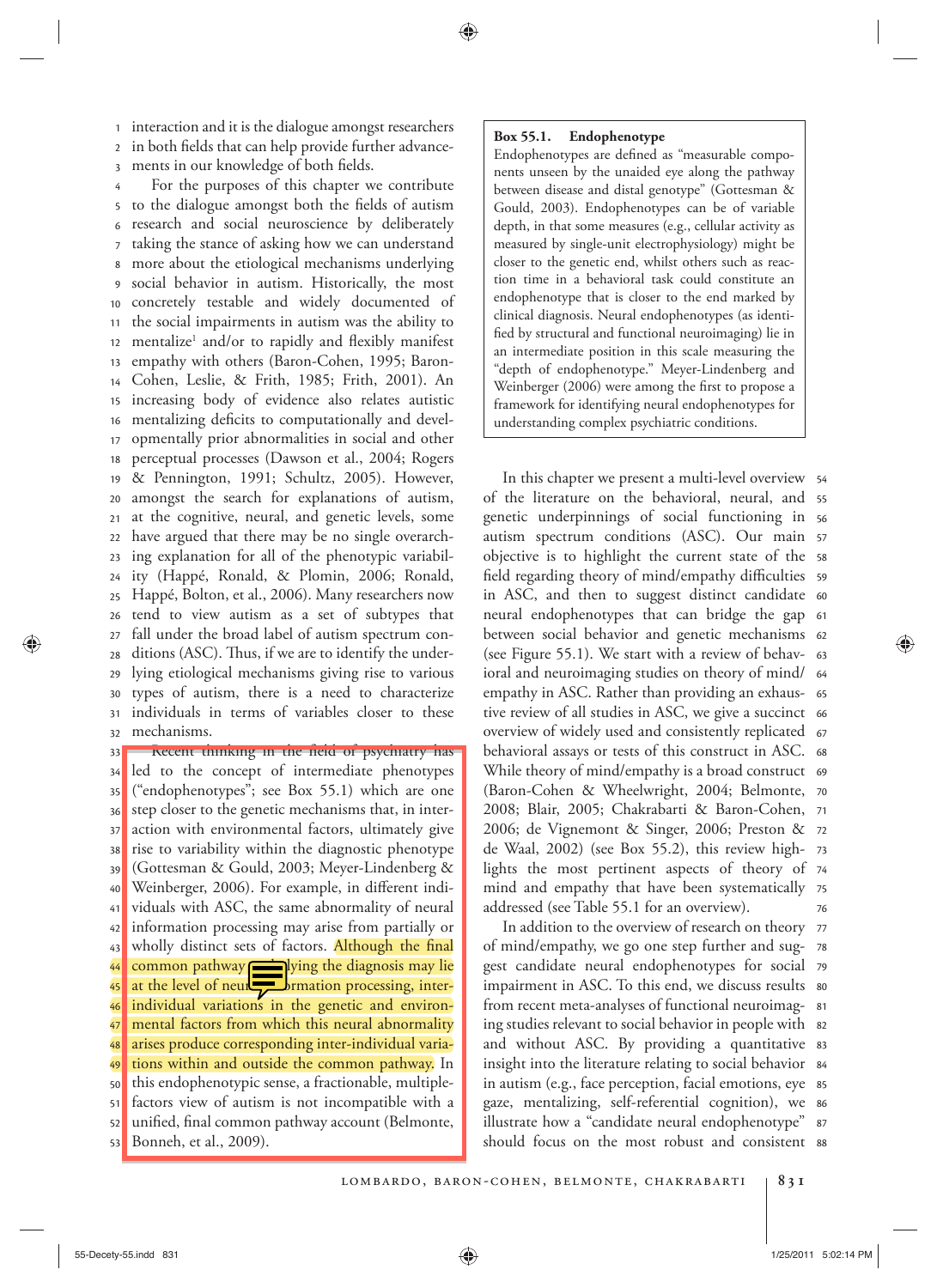interaction and it is the dialogue amongst researchers in both fields that can help provide further advancements in our knowledge of both fields.

For the purposes of this chapter we contribute to the dialogue amongst both the fields of autism research and social neuroscience by deliberately taking the stance of asking how we can understand more about the etiological mechanisms underlying social behavior in autism. Historically, the most concretely testable and widely documented of the social impairments in autism was the ability to mentalize[1] and/or to rapidly and flexibly manifest empathy with others (Baron-Cohen, 1995; Baron-Cohen, Leslie, & Frith, 1985; Frith, 2001). An increasing body of evidence also relates autistic mentalizing deficits to computationally and developmentally prior abnormalities in social and other perceptual processes (Dawson et al., 2004; Rogers & Pennington, 1991; Schultz, 2005). However, amongst the search for explanations of autism, at the cognitive, neural, and genetic levels, some have argued that there may be no single overarching explanation for all of the phenotypic variability (Happé, Ronald, & Plomin, 2006; Ronald, Happé, Bolton, et al., 2006). Many researchers now tend to view autism as a set of subtypes that fall under the broad label of autism spectrum conditions (ASC). Thus, if we are to identify the underlying etiological mechanisms giving rise to various types of autism, there is a need to characterize individuals in terms of variables closer to these mechanisms.

Recent thinking in the field of psychiatry has led to the concept of intermediate phenotypes ("endophenotypes"; see Box 55.1) which are one step closer to the genetic mechanisms that, in interaction with environmental factors, ultimately give rise to variability within the diagnostic phenotype (Gottesman & Gould, 2003; Meyer-Lindenberg & Weinberger, 2006). For example, in different individuals with ASC, the same abnormality of neural information processing may arise from partially or wholly distinct sets of factors. Although the final common pathway underlying the diagnosis may lie at the level of neural information processing, inter-individual variations in the genetic and environmental factors from which this neural abnormality arises produce corresponding inter-individual variations within and outside the common pathway. In this endophenotypic sense, a fractionable, multiple-factors view of autism is not incompatible with a unified, final common pathway account (Belmonte, Bonneh, et al., 2009).

> **Box 55.1. Endophenotype**
>
> Endophenotypes are defined as "measurable components unseen by the unaided eye along the pathway between disease and distal genotype" (Gottesman & Gould, 2003). Endophenotypes can be of variable depth, in that some measures (e.g., cellular activity as measured by single-unit electrophysiology) might be closer to the genetic end, whilst others such as reaction time in a behavioral task could constitute an endophenotype that is closer to the end marked by clinical diagnosis. Neural endophenotypes (as identified by structural and functional neuroimaging) lie in an intermediate position in this scale measuring the "depth of endophenotype." Meyer-Lindenberg and Weinberger (2006) were among the first to propose a framework for identifying neural endophenotypes for understanding complex psychiatric conditions.

In this chapter we present a multi-level overview of the literature on the behavioral, neural, and genetic underpinnings of social functioning in autism spectrum conditions (ASC). Our main objective is to highlight the current state of the field regarding theory of mind/empathy difficulties in ASC, and then to suggest distinct candidate neural endophenotypes that can bridge the gap between social behavior and genetic mechanisms (see Figure 55.1). We start with a review of behavioral and neuroimaging studies on theory of mind/empathy in ASC. Rather than providing an exhaustive review of all studies in ASC, we give a succinct overview of widely used and consistently replicated behavioral assays or tests of this construct in ASC. While theory of mind/empathy is a broad construct (Baron-Cohen & Wheelwright, 2004; Belmonte, 2008; Blair, 2005; Chakrabarti & Baron-Cohen, 2006; de Vignemont & Singer, 2006; Preston & de Waal, 2002) (see Box 55.2), this review highlights the most pertinent aspects of theory of mind and empathy that have been systematically addressed (see Table 55.1 for an overview).

In addition to the overview of research on theory of mind/empathy, we go one step further and suggest candidate neural endophenotypes for social impairment in ASC. To this end, we discuss results from recent meta-analyses of functional neuroimaging studies relevant to social behavior in people with and without ASC. By providing a quantitative insight into the literature relating to social behavior in autism (e.g., face perception, facial emotions, eye gaze, mentalizing, self-referential cognition), we illustrate how a "candidate neural endophenotype" should focus on the most robust and consistent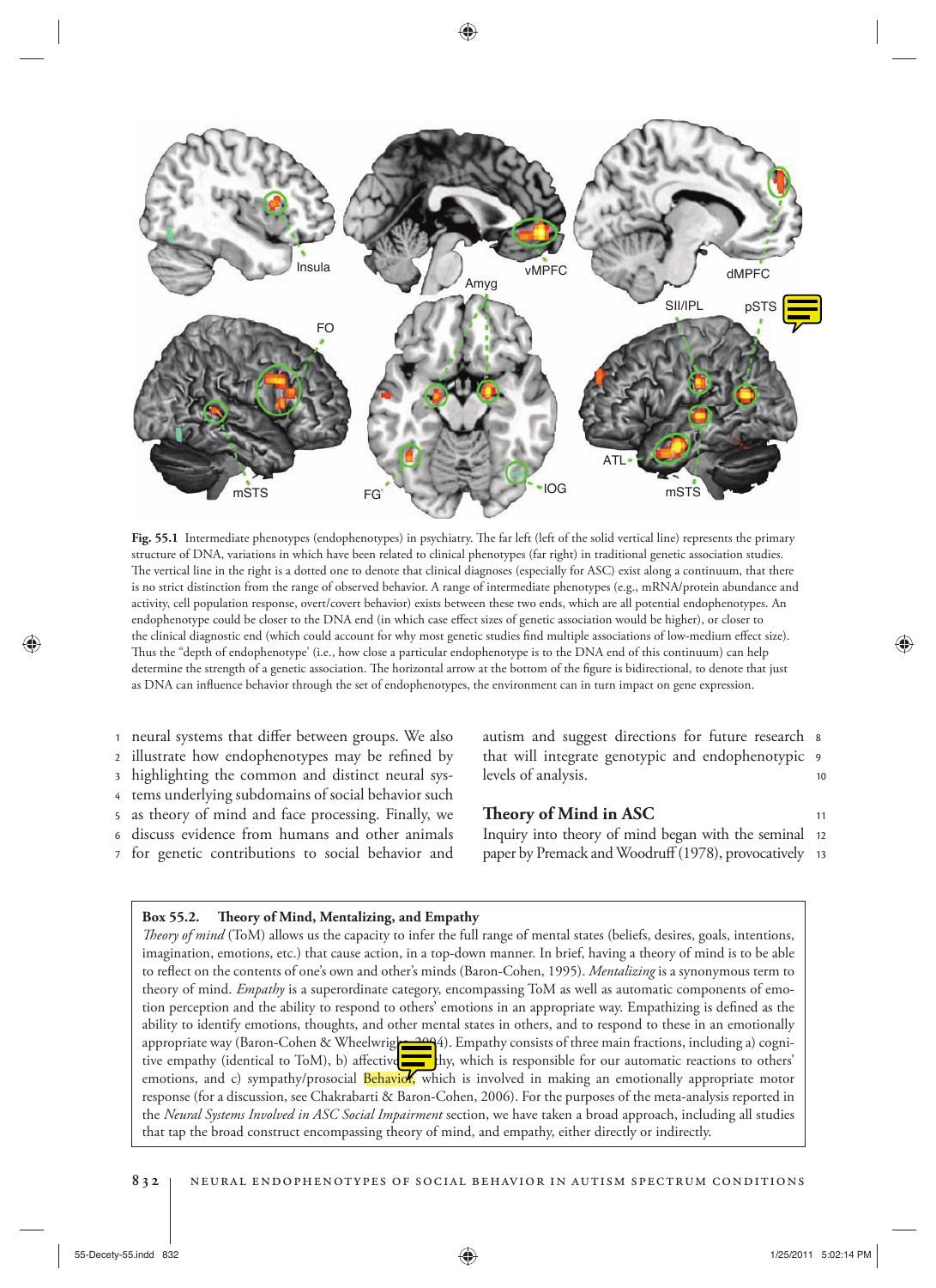Fig. 55.1 Intermediate phenotypes (endophenotypes) in psychiatry. The far left (left of the solid vertical line) represents the primary structure of DNA, variations in which have been related to clinical phenotypes (far right) in traditional genetic association studies. The vertical line in the right is a dotted one to denote that clinical diagnoses (especially for ASC) exist along a continuum, that there is no strict distinction from the range of observed behavior. A range of intermediate phenotypes (e.g., mRNA/protein abundance and activity, cell population response, overt/covert behavior) exists between these two ends, which are all potential endophenotypes. An endophenotype could be closer to the DNA end (in which case effect sizes of genetic association would be higher), or closer to the clinical diagnostic end (which could account for why most genetic studies find multiple associations of low-medium effect size). Thus the "depth of endophenotype' (i.e., how close a particular endophenotype is to the DNA end of this continuum) can help determine the strength of a genetic association. The horizontal arrow at the bottom of the figure is bidirectional, to denote that just as DNA can influence behavior through the set of endophenotypes, the environment can in turn impact on gene expression.

neural systems that differ between groups. We also illustrate how endophenotypes may be refined by highlighting the common and distinct neural systems underlying subdomains of social behavior such as theory of mind and face processing. Finally, we discuss evidence from humans and other animals for genetic contributions to social behavior and autism and suggest directions for future research that will integrate genotypic and endophenotypic levels of analysis.

## Theory of Mind in ASC

Inquiry into theory of mind began with the seminal paper by Premack and Woodruff (1978), provocatively

> **Box 55.2. Theory of Mind, Mentalizing, and Empathy**
>
> *Theory of mind* (ToM) allows us the capacity to infer the full range of mental states (beliefs, desires, goals, intentions, imagination, emotions, etc.) that cause action, in a top-down manner. In brief, having a theory of mind is to be able to reflect on the contents of one's own and other's minds (Baron-Cohen, 1995). *Mentalizing* is a synonymous term to theory of mind. *Empathy* is a superordinate category, encompassing ToM as well as automatic components of emotion perception and the ability to respond to others' emotions in an appropriate way. Empathizing is defined as the ability to identify emotions, thoughts, and other mental states in others, and to respond to these in an emotionally appropriate way (Baron-Cohen & Wheelwright, 2004). Empathy consists of three main fractions, including a) cognitive empathy (identical to ToM), b) affective empathy, which is responsible for our automatic reactions to others' emotions, and c) sympathy/prosocial Behavior, which is involved in making an emotionally appropriate motor response (for a discussion, see Chakrabarti & Baron-Cohen, 2006). For the purposes of the meta-analysis reported in the *Neural Systems Involved in ASC Social Impairment* section, we have taken a broad approach, including all studies that tap the broad construct encompassing theory of mind, and empathy, either directly or indirectly.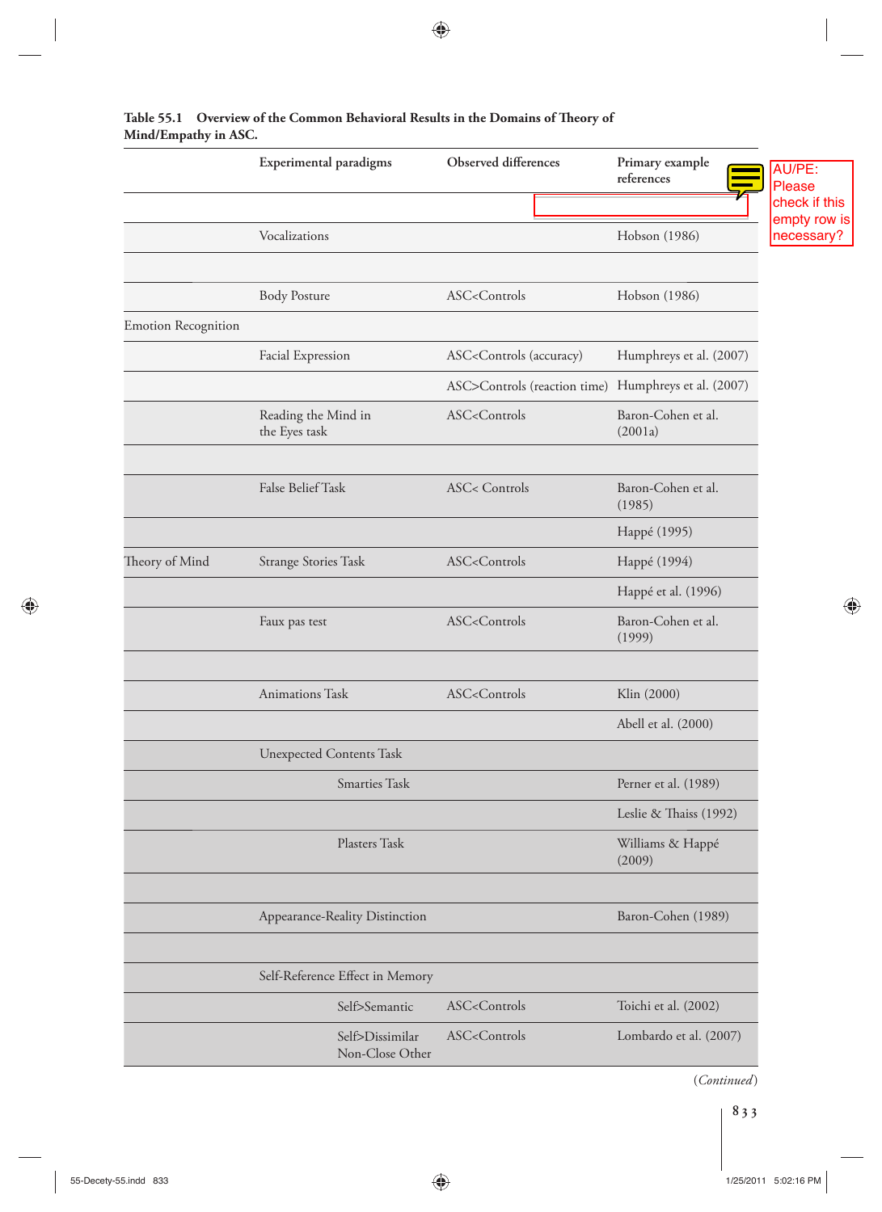**Table 55.1 Overview of the Common Behavioral Results in the Domains of Theory of Mind/Empathy in ASC.**

| | Experimental paradigms | Observed differences | Primary example references |
|---|---|---|---|
| | | | |
| | Vocalizations | | Hobson (1986) |
| | | | |
| | Body Posture | ASC<Controls | Hobson (1986) |
| Emotion Recognition | | | |
| | Facial Expression | ASC<Controls (accuracy) | Humphreys et al. (2007) |
| | | ASC>Controls (reaction time) | Humphreys et al. (2007) |
| | Reading the Mind in the Eyes task | ASC<Controls | Baron-Cohen et al. (2001a) |
| | | | |
| | False Belief Task | ASC< Controls | Baron-Cohen et al. (1985) |
| | | | Happé (1995) |
| Theory of Mind | Strange Stories Task | ASC<Controls | Happé (1994) |
| | | | Happé et al. (1996) |
| | Faux pas test | ASC<Controls | Baron-Cohen et al. (1999) |
| | | | |
| | Animations Task | ASC<Controls | Klin (2000) |
| | | | Abell et al. (2000) |
| | Unexpected Contents Task | | |
| | Smarties Task | | Perner et al. (1989) |
| | | | Leslie & Thaiss (1992) |
| | Plasters Task | | Williams & Happé (2009) |
| | | | |
| | Appearance-Reality Distinction | | Baron-Cohen (1989) |
| | | | |
| | Self-Reference Effect in Memory | | |
| | Self>Semantic | ASC<Controls | Toichi et al. (2002) |
| | Self>Dissimilar Non-Close Other | ASC<Controls | Lombardo et al. (2007) |

(*Continued*)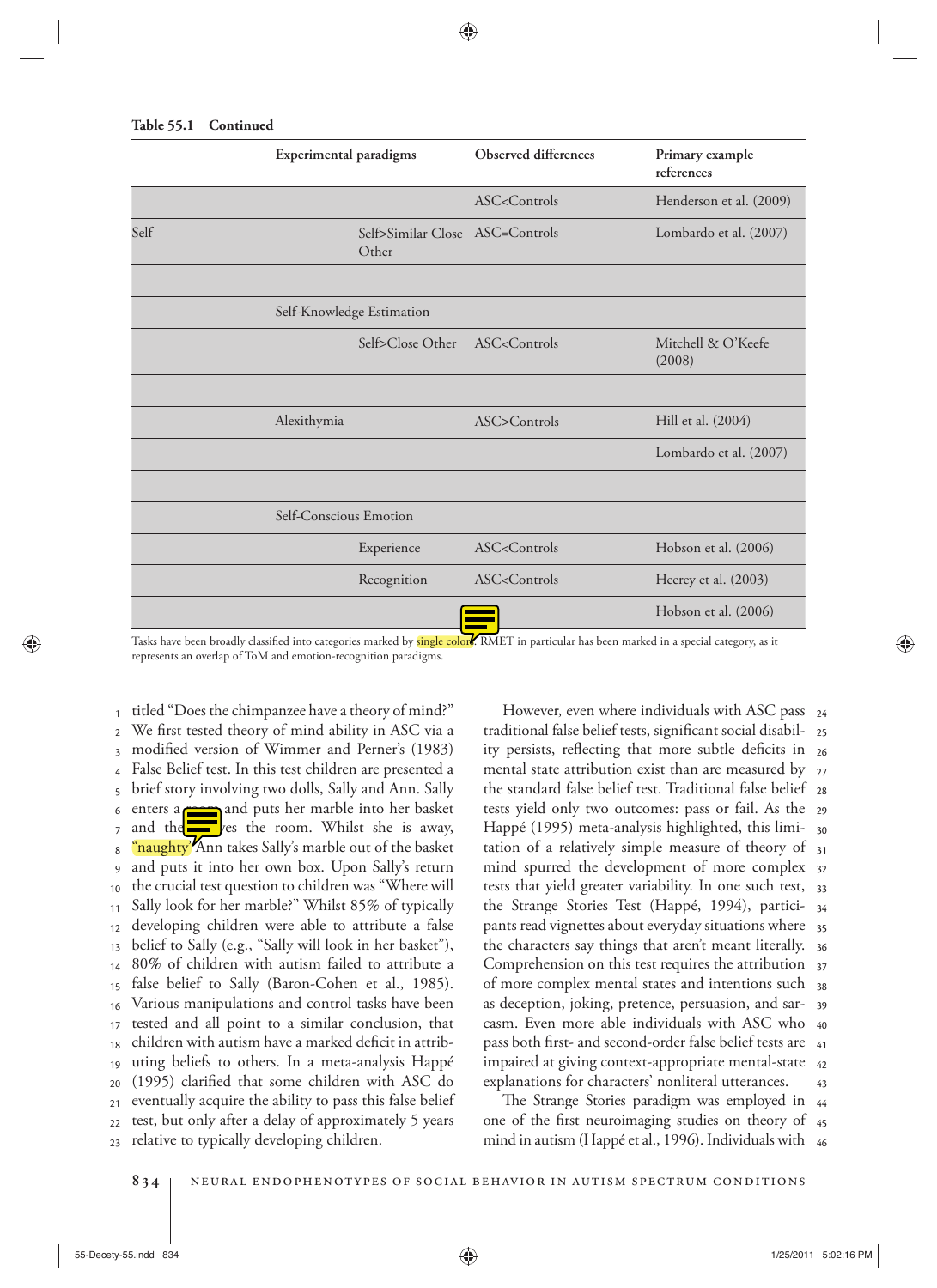**Table 55.1 Continued**

| | Experimental paradigms | | Observed differences | Primary example references |
|---|---|---|---|---|
| | | | ASC<Controls | Henderson et al. (2009) |
| Self | | Self>Similar Close Other | ASC=Controls | Lombardo et al. (2007) |
| | | | | |
| | Self-Knowledge Estimation | | | |
| | | Self>Close Other | ASC<Controls | Mitchell & O'Keefe (2008) |
| | | | | |
| | Alexithymia | | ASC>Controls | Hill et al. (2004) |
| | | | | Lombardo et al. (2007) |
| | | | | |
| | Self-Conscious Emotion | | | |
| | | Experience | ASC<Controls | Hobson et al. (2006) |
| | | Recognition | ASC<Controls | Heerey et al. (2003) |
| | | | | Hobson et al. (2006) |

Tasks have been broadly classified into categories marked by single colors. RMET in particular has been marked in a special category, as it represents an overlap of ToM and emotion-recognition paradigms.

titled "Does the chimpanzee have a theory of mind?" We first tested theory of mind ability in ASC via a modified version of Wimmer and Perner's (1983) False Belief test. In this test children are presented a brief story involving two dolls, Sally and Ann. Sally enters a room and puts her marble into her basket and then leaves the room. Whilst she is away, "naughty" Ann takes Sally's marble out of the basket and puts it into her own box. Upon Sally's return the crucial test question to children was "Where will Sally look for her marble?" Whilst 85% of typically developing children were able to attribute a false belief to Sally (e.g., "Sally will look in her basket"), 80% of children with autism failed to attribute a false belief to Sally (Baron-Cohen et al., 1985). Various manipulations and control tasks have been tested and all point to a similar conclusion, that children with autism have a marked deficit in attributing beliefs to others. In a meta-analysis Happé (1995) clarified that some children with ASC do eventually acquire the ability to pass this false belief test, but only after a delay of approximately 5 years relative to typically developing children.

However, even where individuals with ASC pass traditional false belief tests, significant social disability persists, reflecting that more subtle deficits in mental state attribution exist than are measured by the standard false belief test. Traditional false belief tests yield only two outcomes: pass or fail. As the Happé (1995) meta-analysis highlighted, this limitation of a relatively simple measure of theory of mind spurred the development of more complex tests that yield greater variability. In one such test, the Strange Stories Test (Happé, 1994), participants read vignettes about everyday situations where the characters say things that aren't meant literally. Comprehension on this test requires the attribution of more complex mental states and intentions such as deception, joking, pretence, persuasion, and sarcasm. Even more able individuals with ASC who pass both first- and second-order false belief tests are impaired at giving context-appropriate mental-state explanations for characters' nonliteral utterances.

The Strange Stories paradigm was employed in one of the first neuroimaging studies on theory of mind in autism (Happé et al., 1996). Individuals with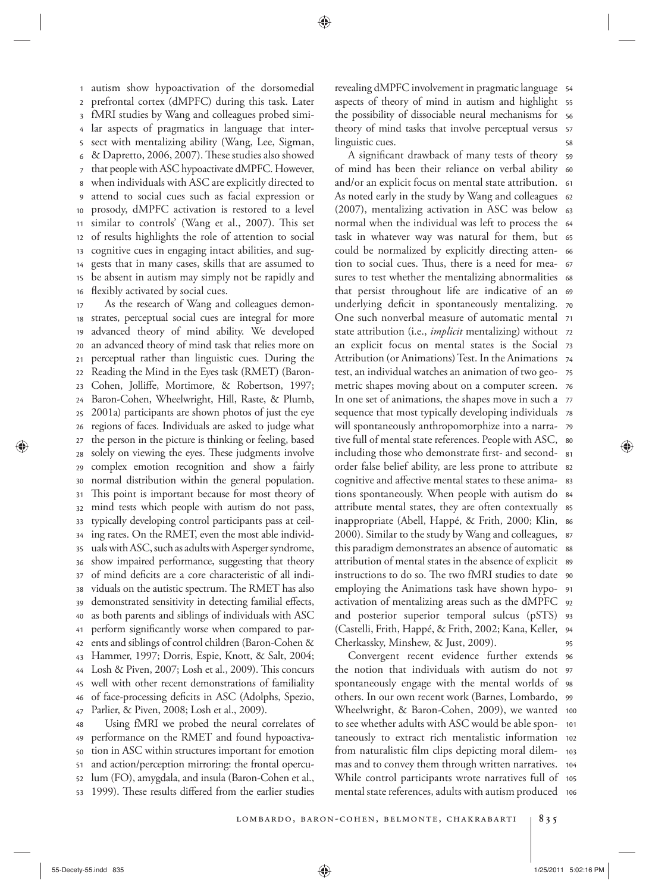autism show hypoactivation of the dorsomedial prefrontal cortex (dMPFC) during this task. Later fMRI studies by Wang and colleagues probed similar aspects of pragmatics in language that intersect with mentalizing ability (Wang, Lee, Sigman, & Dapretto, 2006, 2007). These studies also showed that people with ASC hypoactivate dMPFC. However, when individuals with ASC are explicitly directed to attend to social cues such as facial expression or prosody, dMPFC activation is restored to a level similar to controls' (Wang et al., 2007). This set of results highlights the role of attention to social cognitive cues in engaging intact abilities, and suggests that in many cases, skills that are assumed to be absent in autism may simply not be rapidly and flexibly activated by social cues.

As the research of Wang and colleagues demonstrates, perceptual social cues are integral for more advanced theory of mind ability. We developed an advanced theory of mind task that relies more on perceptual rather than linguistic cues. During the Reading the Mind in the Eyes task (RMET) (Baron-Cohen, Jolliffe, Mortimore, & Robertson, 1997; Baron-Cohen, Wheelwright, Hill, Raste, & Plumb, 2001a) participants are shown photos of just the eye regions of faces. Individuals are asked to judge what the person in the picture is thinking or feeling, based solely on viewing the eyes. These judgments involve complex emotion recognition and show a fairly normal distribution within the general population. This point is important because for most theory of mind tests which people with autism do not pass, typically developing control participants pass at ceiling rates. On the RMET, even the most able individuals with ASC, such as adults with Asperger syndrome, show impaired performance, suggesting that theory of mind deficits are a core characteristic of all individuals on the autistic spectrum. The RMET has also demonstrated sensitivity in detecting familial effects, as both parents and siblings of individuals with ASC perform significantly worse when compared to parents and siblings of control children (Baron-Cohen & Hammer, 1997; Dorris, Espie, Knott, & Salt, 2004; Losh & Piven, 2007; Losh et al., 2009). This concurs well with other recent demonstrations of familiality of face-processing deficits in ASC (Adolphs, Spezio, Parlier, & Piven, 2008; Losh et al., 2009).

Using fMRI we probed the neural correlates of performance on the RMET and found hypoactivation in ASC within structures important for emotion and action/perception mirroring: the frontal operculum (FO), amygdala, and insula (Baron-Cohen et al., 1999). These results differed from the earlier studies revealing dMPFC involvement in pragmatic language aspects of theory of mind in autism and highlight the possibility of dissociable neural mechanisms for theory of mind tasks that involve perceptual versus linguistic cues.

A significant drawback of many tests of theory of mind has been their reliance on verbal ability and/or an explicit focus on mental state attribution. As noted early in the study by Wang and colleagues (2007), mentalizing activation in ASC was below normal when the individual was left to process the task in whatever way was natural for them, but could be normalized by explicitly directing attention to social cues. Thus, there is a need for measures to test whether the mentalizing abnormalities that persist throughout life are indicative of an underlying deficit in spontaneously mentalizing. One such nonverbal measure of automatic mental state attribution (i.e., *implicit* mentalizing) without an explicit focus on mental states is the Social Attribution (or Animations) Test. In the Animations test, an individual watches an animation of two geometric shapes moving about on a computer screen. In one set of animations, the shapes move in such a sequence that most typically developing individuals will spontaneously anthropomorphize into a narrative full of mental state references. People with ASC, including those who demonstrate first- and second-order false belief ability, are less prone to attribute cognitive and affective mental states to these animations spontaneously. When people with autism do attribute mental states, they are often contextually inappropriate (Abell, Happé, & Frith, 2000; Klin, 2000). Similar to the study by Wang and colleagues, this paradigm demonstrates an absence of automatic attribution of mental states in the absence of explicit instructions to do so. The two fMRI studies to date employing the Animations task have shown hypoactivation of mentalizing areas such as the dMPFC and posterior superior temporal sulcus (pSTS) (Castelli, Frith, Happé, & Frith, 2002; Kana, Keller, Cherkassky, Minshew, & Just, 2009).

Convergent recent evidence further extends the notion that individuals with autism do not spontaneously engage with the mental worlds of others. In our own recent work (Barnes, Lombardo, Wheelwright, & Baron-Cohen, 2009), we wanted to see whether adults with ASC would be able spontaneously to extract rich mentalistic information from naturalistic film clips depicting moral dilemmas and to convey them through written narratives. While control participants wrote narratives full of mental state references, adults with autism produced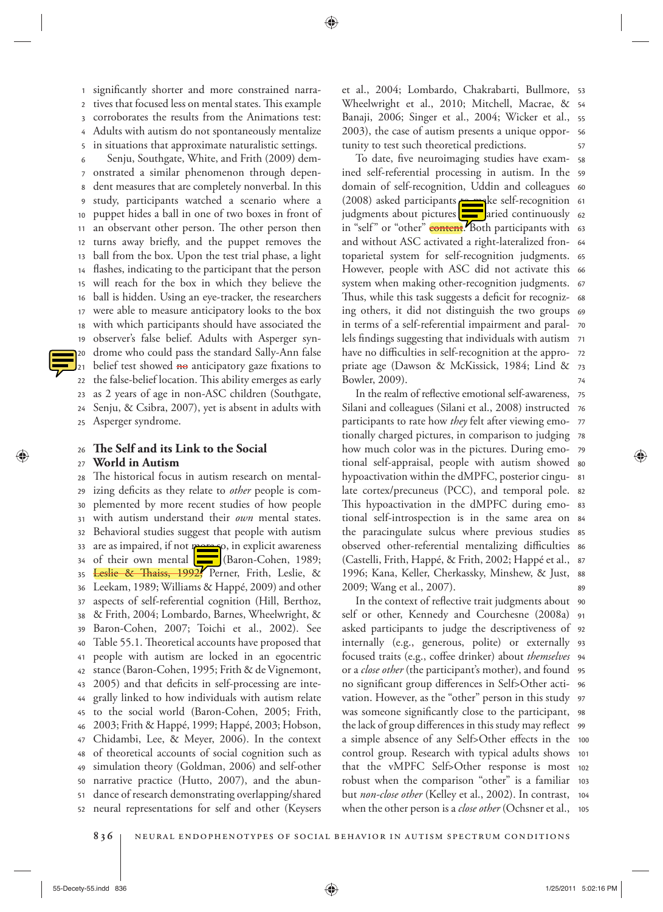significantly shorter and more constrained narratives that focused less on mental states. This example corroborates the results from the Animations test: Adults with autism do not spontaneously mentalize in situations that approximate naturalistic settings.

Senju, Southgate, White, and Frith (2009) demonstrated a similar phenomenon through dependent measures that are completely nonverbal. In this study, participants watched a scenario where a puppet hides a ball in one of two boxes in front of an observant other person. The other person then turns away briefly, and the puppet removes the ball from the box. Upon the test trial phase, a light flashes, indicating to the participant that the person will reach for the box in which they believe the ball is hidden. Using an eye-tracker, the researchers were able to measure anticipatory looks to the box with which participants should have associated the observer's false belief. Adults with Asperger syndrome who could pass the standard Sally-Ann false belief test showed ~~no~~ anticipatory gaze fixations to the false-belief location. This ability emerges as early as 2 years of age in non-ASC children (Southgate, Senju, & Csibra, 2007), yet is absent in adults with Asperger syndrome.

## The Self and its Link to the Social World in Autism

The historical focus in autism research on mentalizing deficits as they relate to *other* people is complemented by more recent studies of how people with autism understand their *own* mental states. Behavioral studies suggest that people with autism are as impaired, if not more so, in explicit awareness of their own mental states (Baron-Cohen, 1989; ~~Leslie & Thaiss, 1992~~; Perner, Frith, Leslie, & Leekam, 1989; Williams & Happé, 2009) and other aspects of self-referential cognition (Hill, Berthoz, & Frith, 2004; Lombardo, Barnes, Wheelwright, & Baron-Cohen, 2007; Toichi et al., 2002). See Table 55.1. Theoretical accounts have proposed that people with autism are locked in an egocentric stance (Baron-Cohen, 1995; Frith & de Vignemont, 2005) and that deficits in self-processing are integrally linked to how individuals with autism relate to the social world (Baron-Cohen, 2005; Frith, 2003; Frith & Happé, 1999; Happé, 2003; Hobson, Chidambi, Lee, & Meyer, 2006). In the context of theoretical accounts of social cognition such as simulation theory (Goldman, 2006) and self-other narrative practice (Hutto, 2007), and the abundance of research demonstrating overlapping/shared neural representations for self and other (Keysers et al., 2004; Lombardo, Chakrabarti, Bullmore, Wheelwright et al., 2010; Mitchell, Macrae, & Banaji, 2006; Singer et al., 2004; Wicker et al., 2003), the case of autism presents a unique opportunity to test such theoretical predictions.

To date, five neuroimaging studies have examined self-referential processing in autism. In the domain of self-recognition, Uddin and colleagues (2008) asked participants to make self-recognition judgments about pictures [that v]aried continuously in "self" or "other" ~~content~~. Both participants with and without ASC activated a right-lateralized frontoparietal system for self-recognition judgments. However, people with ASC did not activate this system when making other-recognition judgments. Thus, while this task suggests a deficit for recognizing others, it did not distinguish the two groups in terms of a self-referential impairment and parallels findings suggesting that individuals with autism have no difficulties in self-recognition at the appropriate age (Dawson & McKissick, 1984; Lind & Bowler, 2009).

In the realm of reflective emotional self-awareness, Silani and colleagues (Silani et al., 2008) instructed participants to rate how *they* felt after viewing emotionally charged pictures, in comparison to judging how much color was in the pictures. During emotional self-appraisal, people with autism showed hypoactivation within the dMPFC, posterior cingulate cortex/precuneus (PCC), and temporal pole. This hypoactivation in the dMPFC during emotional self-introspection is in the same area on the paracingulate sulcus where previous studies observed other-referential mentalizing difficulties (Castelli, Frith, Happé, & Frith, 2002; Happé et al., 1996; Kana, Keller, Cherkassky, Minshew, & Just, 2009; Wang et al., 2007).

In the context of reflective trait judgments about self or other, Kennedy and Courchesne (2008a) asked participants to judge the descriptiveness of internally (e.g., generous, polite) or externally focused traits (e.g., coffee drinker) about *themselves* or a *close other* (the participant's mother), and found no significant group differences in Self>Other activation. However, as the "other" person in this study was someone significantly close to the participant, the lack of group differences in this study may reflect a simple absence of any Self>Other effects in the control group. Research with typical adults shows that the vMPFC Self>Other response is most robust when the comparison "other" is a familiar but *non-close other* (Kelley et al., 2002). In contrast, when the other person is a *close other* (Ochsner et al.,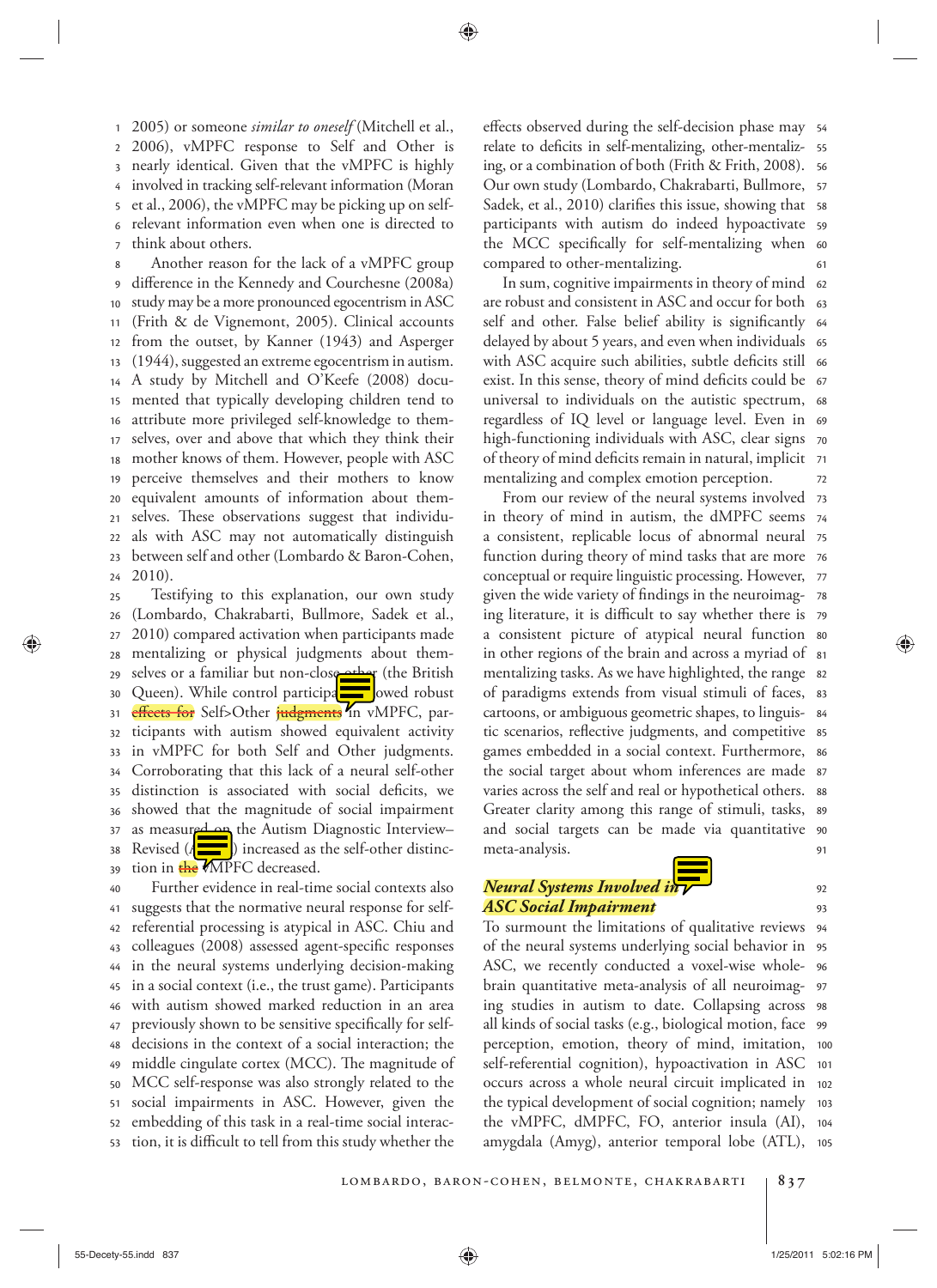2005) or someone *similar to oneself* (Mitchell et al., 2006), vMPFC response to Self and Other is nearly identical. Given that the vMPFC is highly involved in tracking self-relevant information (Moran et al., 2006), the vMPFC may be picking up on self-relevant information even when one is directed to think about others.

Another reason for the lack of a vMPFC group difference in the Kennedy and Courchesne (2008a) study may be a more pronounced egocentrism in ASC (Frith & de Vignemont, 2005). Clinical accounts from the outset, by Kanner (1943) and Asperger (1944), suggested an extreme egocentrism in autism. A study by Mitchell and O'Keefe (2008) documented that typically developing children tend to attribute more privileged self-knowledge to themselves, over and above that which they think their mother knows of them. However, people with ASC perceive themselves and their mothers to know equivalent amounts of information about themselves. These observations suggest that individuals with ASC may not automatically distinguish between self and other (Lombardo & Baron-Cohen, 2010).

Testifying to this explanation, our own study (Lombardo, Chakrabarti, Bullmore, Sadek et al., 2010) compared activation when participants made mentalizing or physical judgments about themselves or a familiar but non-close other (the British Queen). While control participants showed robust effects for Self>Other judgments in vMPFC, participants with autism showed equivalent activity in vMPFC for both Self and Other judgments. Corroborating that this lack of a neural self-other distinction is associated with social deficits, we showed that the magnitude of social impairment as measured on the Autism Diagnostic Interview–Revised (ADI-R) increased as the self-other distinction in the vMPFC decreased.

Further evidence in real-time social contexts also suggests that the normative neural response for self-referential processing is atypical in ASC. Chiu and colleagues (2008) assessed agent-specific responses in the neural systems underlying decision-making in a social context (i.e., the trust game). Participants with autism showed marked reduction in an area previously shown to be sensitive specifically for self-decisions in the context of a social interaction; the middle cingulate cortex (MCC). The magnitude of MCC self-response was also strongly related to the social impairments in ASC. However, given the embedding of this task in a real-time social interaction, it is difficult to tell from this study whether the effects observed during the self-decision phase may relate to deficits in self-mentalizing, other-mentalizing, or a combination of both (Frith & Frith, 2008). Our own study (Lombardo, Chakrabarti, Bullmore, Sadek, et al., 2010) clarifies this issue, showing that participants with autism do indeed hypoactivate the MCC specifically for self-mentalizing when compared to other-mentalizing.

In sum, cognitive impairments in theory of mind are robust and consistent in ASC and occur for both self and other. False belief ability is significantly delayed by about 5 years, and even when individuals with ASC acquire such abilities, subtle deficits still exist. In this sense, theory of mind deficits could be universal to individuals on the autistic spectrum, regardless of IQ level or language level. Even in high-functioning individuals with ASC, clear signs of theory of mind deficits remain in natural, implicit mentalizing and complex emotion perception.

From our review of the neural systems involved in theory of mind in autism, the dMPFC seems a consistent, replicable locus of abnormal neural function during theory of mind tasks that are more conceptual or require linguistic processing. However, given the wide variety of findings in the neuroimaging literature, it is difficult to say whether there is a consistent picture of atypical neural function in other regions of the brain and across a myriad of mentalizing tasks. As we have highlighted, the range of paradigms extends from visual stimuli of faces, cartoons, or ambiguous geometric shapes, to linguistic scenarios, reflective judgments, and competitive games embedded in a social context. Furthermore, the social target about whom inferences are made varies across the self and real or hypothetical others. Greater clarity among this range of stimuli, tasks, and social targets can be made via quantitative meta-analysis.

## *Neural Systems Involved in ASC Social Impairment*

To surmount the limitations of qualitative reviews of the neural systems underlying social behavior in ASC, we recently conducted a voxel-wise whole-brain quantitative meta-analysis of all neuroimaging studies in autism to date. Collapsing across all kinds of social tasks (e.g., biological motion, face perception, emotion, theory of mind, imitation, self-referential cognition), hypoactivation in ASC occurs across a whole neural circuit implicated in the typical development of social cognition; namely the vMPFC, dMPFC, FO, anterior insula (AI), amygdala (Amyg), anterior temporal lobe (ATL),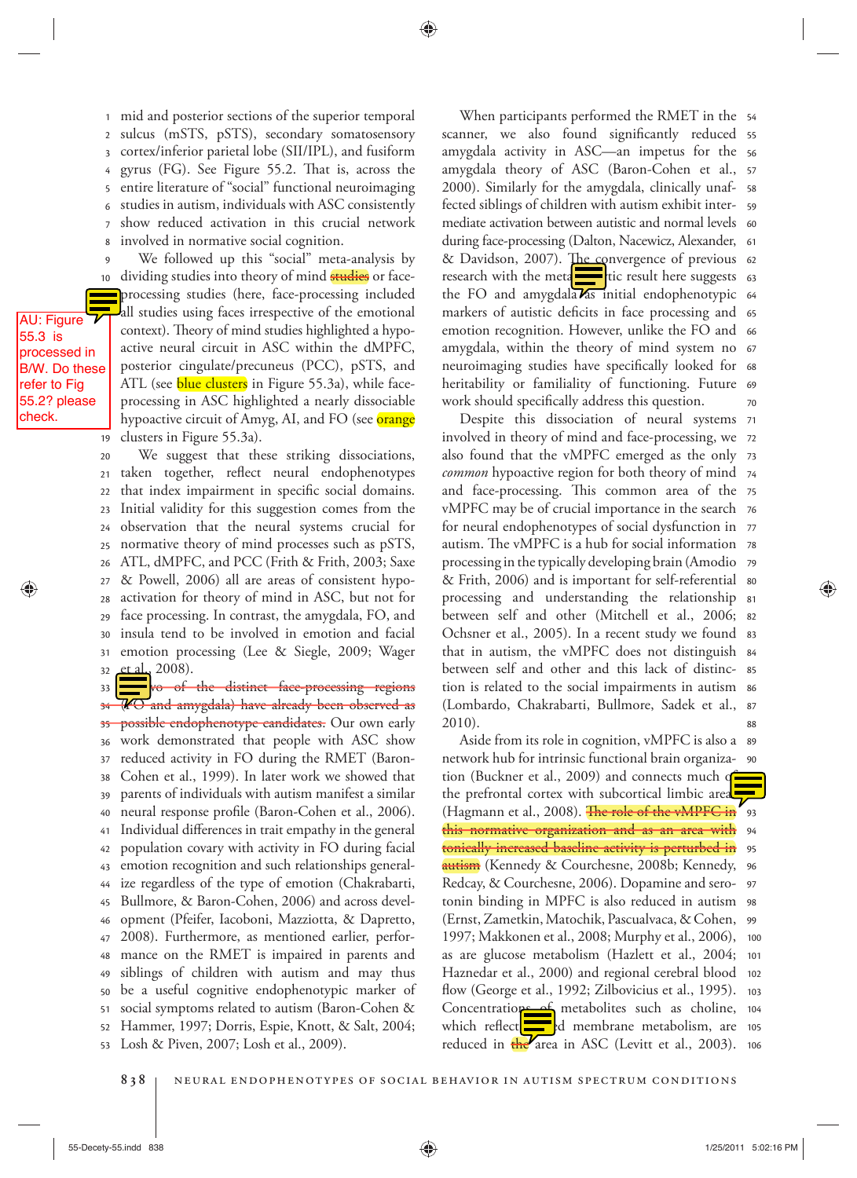mid and posterior sections of the superior temporal sulcus (mSTS, pSTS), secondary somatosensory cortex/inferior parietal lobe (SII/IPL), and fusiform gyrus (FG). See Figure 55.2. That is, across the entire literature of "social" functional neuroimaging studies in autism, individuals with ASC consistently show reduced activation in this crucial network involved in normative social cognition.

We followed up this "social" meta-analysis by dividing studies into theory of mind studies or face-processing studies (here, face-processing included all studies using faces irrespective of the emotional context). Theory of mind studies highlighted a hypoactive neural circuit in ASC within the dMPFC, posterior cingulate/precuneus (PCC), pSTS, and ATL (see blue clusters in Figure 55.3a), while face-processing in ASC highlighted a nearly dissociable hypoactive circuit of Amyg, AI, and FO (see orange clusters in Figure 55.3a).

We suggest that these striking dissociations, taken together, reflect neural endophenotypes that index impairment in specific social domains. Initial validity for this suggestion comes from the observation that the neural systems crucial for normative theory of mind processes such as pSTS, ATL, dMPFC, and PCC (Frith & Frith, 2003; Saxe & Powell, 2006) all are areas of consistent hypoactivation for theory of mind in ASC, but not for face processing. In contrast, the amygdala, FO, and insula tend to be involved in emotion and facial emotion processing (Lee & Siegle, 2009; Wager et al., 2008).

Two of the distinct face-processing regions (FO and amygdala) have already been observed as possible endophenotype candidates. Our own early work demonstrated that people with ASC show reduced activity in FO during the RMET (Baron-Cohen et al., 1999). In later work we showed that parents of individuals with autism manifest a similar neural response profile (Baron-Cohen et al., 2006). Individual differences in trait empathy in the general population covary with activity in FO during facial emotion recognition and such relationships generalize regardless of the type of emotion (Chakrabarti, Bullmore, & Baron-Cohen, 2006) and across development (Pfeifer, Iacoboni, Mazziotta, & Dapretto, 2008). Furthermore, as mentioned earlier, performance on the RMET is impaired in parents and siblings of children with autism and may thus be a useful cognitive endophenotypic marker of social symptoms related to autism (Baron-Cohen & Hammer, 1997; Dorris, Espie, Knott, & Salt, 2004; Losh & Piven, 2007; Losh et al., 2009).

When participants performed the RMET in the scanner, we also found significantly reduced amygdala activity in ASC—an impetus for the amygdala theory of ASC (Baron-Cohen et al., 2000). Similarly for the amygdala, clinically unaffected siblings of children with autism exhibit intermediate activation between autistic and normal levels during face-processing (Dalton, Nacewicz, Alexander, & Davidson, 2007). The convergence of previous research with the meta-analytic result here suggests the FO and amygdala as initial endophenotypic markers of autistic deficits in face processing and emotion recognition. However, unlike the FO and amygdala, within the theory of mind system no neuroimaging studies have specifically looked for heritability or familiality of functioning. Future work should specifically address this question.

Despite this dissociation of neural systems involved in theory of mind and face-processing, we also found that the vMPFC emerged as the only *common* hypoactive region for both theory of mind and face-processing. This common area of the vMPFC may be of crucial importance in the search for neural endophenotypes of social dysfunction in autism. The vMPFC is a hub for social information processing in the typically developing brain (Amodio & Frith, 2006) and is important for self-referential processing and understanding the relationship between self and other (Mitchell et al., 2006; Ochsner et al., 2005). In a recent study we found that in autism, the vMPFC does not distinguish between self and other and this lack of distinction is related to the social impairments in autism (Lombardo, Chakrabarti, Bullmore, Sadek et al., 2010).

Aside from its role in cognition, vMPFC is also a network hub for intrinsic functional brain organization (Buckner et al., 2009) and connects much of the prefrontal cortex with subcortical limbic areas (Hagmann et al., 2008). The role of the vMPFC in this normative organization and as an area with tonically increased baseline activity is perturbed in autism (Kennedy & Courchesne, 2008b; Kennedy, Redcay, & Courchesne, 2006). Dopamine and serotonin binding in MPFC is also reduced in autism (Ernst, Zametkin, Matochik, Pascualvaca, & Cohen, 1997; Makkonen et al., 2008; Murphy et al., 2006), as are glucose metabolism (Hazlett et al., 2004; Haznedar et al., 2000) and regional cerebral blood flow (George et al., 1992; Zilbovicius et al., 1995). Concentrations of metabolites such as choline, which reflect altered membrane metabolism, are reduced in the area in ASC (Levitt et al., 2003).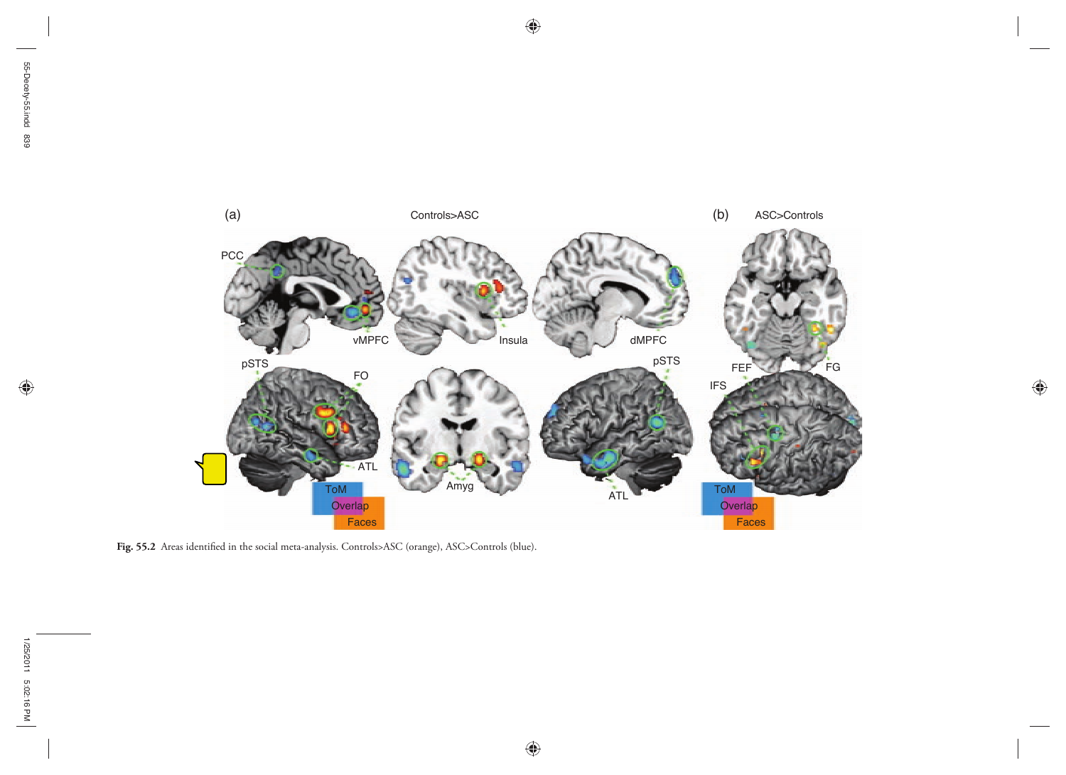**Fig. 55.2** Areas identified in the social meta-analysis. Controls>ASC (orange), ASC>Controls (blue).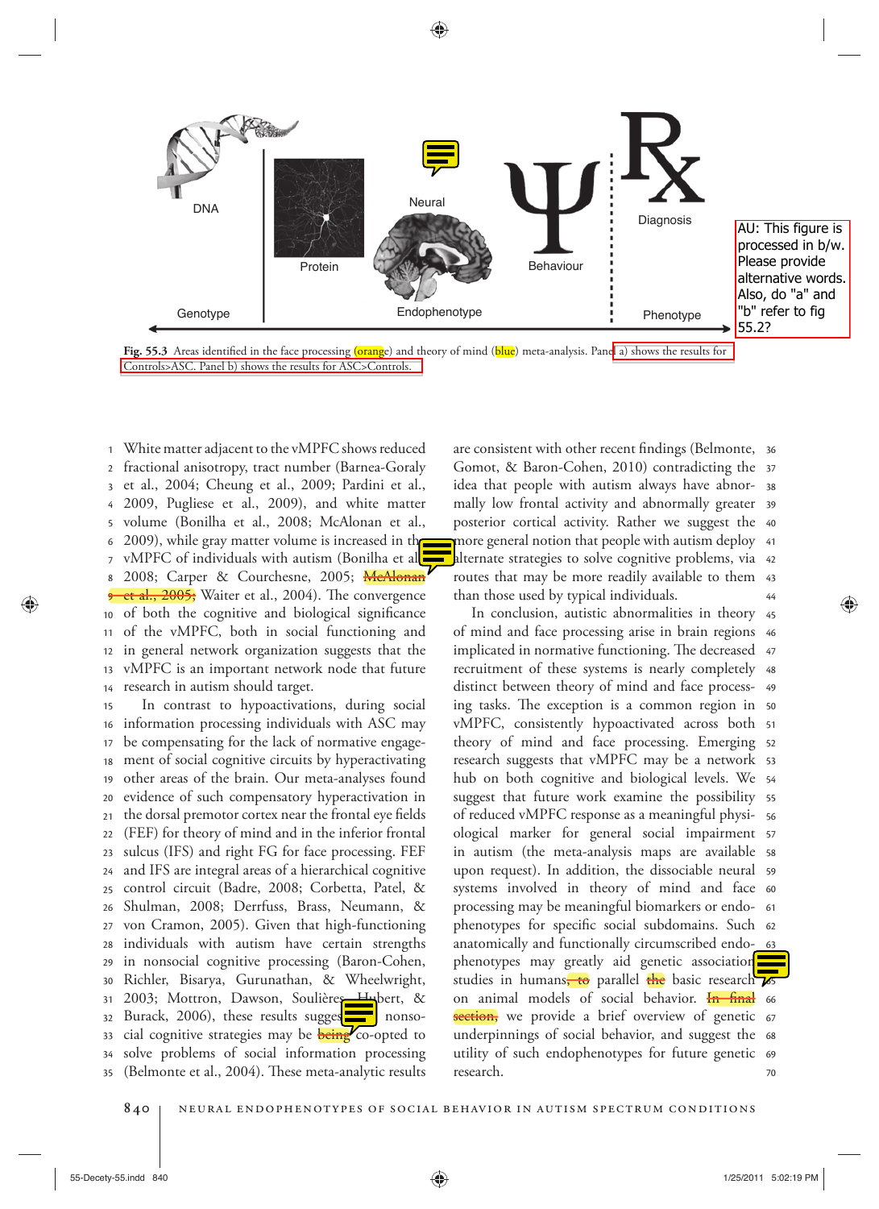DNA

Protein

Neural

Behaviour

Diagnosis

Genotype

Endophenotype

Phenotype

AU: This figure is processed in b/w. Please provide alternative words. Also, do "a" and "b" refer to fig 55.2?

**Fig. 55.3** Areas identified in the face processing (orange) and theory of mind (blue) meta-analysis. Panel a) shows the results for Controls>ASC. Panel b) shows the results for ASC>Controls.

White matter adjacent to the vMPFC shows reduced fractional anisotropy, tract number (Barnea-Goraly et al., 2004; Cheung et al., 2009; Pardini et al., 2009, Pugliese et al., 2009), and white matter volume (Bonilha et al., 2008; McAlonan et al., 2009), while gray matter volume is increased in the vMPFC of individuals with autism (Bonilha et al., 2008; Carper & Courchesne, 2005; ~~McAlonan et al., 2005;~~ Waiter et al., 2004). The convergence of both the cognitive and biological significance of the vMPFC, both in social functioning and in general network organization suggests that the vMPFC is an important network node that future research in autism should target.

In contrast to hypoactivations, during social information processing individuals with ASC may be compensating for the lack of normative engagement of social cognitive circuits by hyperactivating other areas of the brain. Our meta-analyses found evidence of such compensatory hyperactivation in the dorsal premotor cortex near the frontal eye fields (FEF) for theory of mind and in the inferior frontal sulcus (IFS) and right FG for face processing. FEF and IFS are integral areas of a hierarchical cognitive control circuit (Badre, 2008; Corbetta, Patel, & Shulman, 2008; Derrfuss, Brass, Neumann, & von Cramon, 2005). Given that high-functioning individuals with autism have certain strengths in nonsocial cognitive processing (Baron-Cohen, Richler, Bisarya, Gurunathan, & Wheelwright, 2003; Mottron, Dawson, Soulières, Hubert, & Burack, 2006), these results suggest nonsocial cognitive strategies may be ~~being~~ co-opted to solve problems of social information processing (Belmonte et al., 2004). These meta-analytic results are consistent with other recent findings (Belmonte, Gomot, & Baron-Cohen, 2010) contradicting the idea that people with autism always have abnormally low frontal activity and abnormally greater posterior cortical activity. Rather we suggest the more general notion that people with autism deploy alternate strategies to solve cognitive problems, via routes that may be more readily available to them than those used by typical individuals.

In conclusion, autistic abnormalities in theory of mind and face processing arise in brain regions implicated in normative functioning. The decreased recruitment of these systems is nearly completely distinct between theory of mind and face processing tasks. The exception is a common region in vMPFC, consistently hypoactivated across both theory of mind and face processing. Emerging research suggests that vMPFC may be a network hub on both cognitive and biological levels. We suggest that future work examine the possibility of reduced vMPFC response as a meaningful physiological marker for general social impairment in autism (the meta-analysis maps are available upon request). In addition, the dissociable neural systems involved in theory of mind and face processing may be meaningful biomarkers or endophenotypes for specific social subdomains. Such anatomically and functionally circumscribed endophenotypes may greatly aid genetic association studies in humans~~, to~~ parallel ~~the~~ basic research on animal models of social behavior. ~~In final section,~~ we provide a brief overview of genetic underpinnings of social behavior, and suggest the utility of such endophenotypes for future genetic research.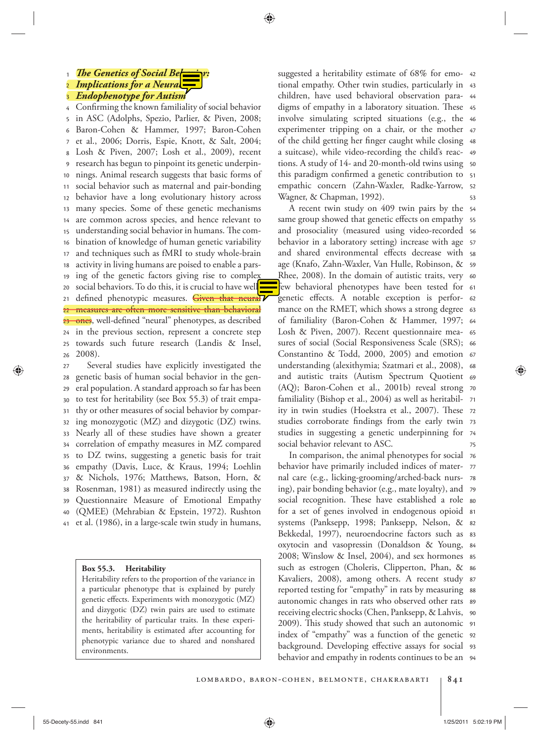### *The Genetics of Social Behavior: Implications for a Neural Endophenotype for Autism*

Confirming the known familiality of social behavior in ASC (Adolphs, Spezio, Parlier, & Piven, 2008; Baron-Cohen & Hammer, 1997; Baron-Cohen et al., 2006; Dorris, Espie, Knott, & Salt, 2004; Losh & Piven, 2007; Losh et al., 2009), recent research has begun to pinpoint its genetic underpinnings. Animal research suggests that basic forms of social behavior such as maternal and pair-bonding behavior have a long evolutionary history across many species. Some of these genetic mechanisms are common across species, and hence relevant to understanding social behavior in humans. The combination of knowledge of human genetic variability and techniques such as fMRI to study whole-brain activity in living humans are poised to enable a parsing of the genetic factors giving rise to complex social behaviors. To do this, it is crucial to have well defined phenotypic measures. ~~Given that neural measures are often more sensitive than behavioral ones~~, well-defined "neural" phenotypes, as described in the previous section, represent a concrete step towards such future research (Landis & Insel, 2008).

Several studies have explicitly investigated the genetic basis of human social behavior in the general population. A standard approach so far has been to test for heritability (see Box 55.3) of trait empathy or other measures of social behavior by comparing monozygotic (MZ) and dizygotic (DZ) twins. Nearly all of these studies have shown a greater correlation of empathy measures in MZ compared to DZ twins, suggesting a genetic basis for trait empathy (Davis, Luce, & Kraus, 1994; Loehlin & Nichols, 1976; Matthews, Batson, Horn, & Rosenman, 1981) as measured indirectly using the Questionnaire Measure of Emotional Empathy (QMEE) (Mehrabian & Epstein, 1972). Rushton et al. (1986), in a large-scale twin study in humans, suggested a heritability estimate of 68% for emotional empathy. Other twin studies, particularly in children, have used behavioral observation paradigms of empathy in a laboratory situation. These involve simulating scripted situations (e.g., the experimenter tripping on a chair, or the mother of the child getting her finger caught while closing a suitcase), while video-recording the child's reactions. A study of 14- and 20-month-old twins using this paradigm confirmed a genetic contribution to empathic concern (Zahn-Waxler, Radke-Yarrow, Wagner, & Chapman, 1992).

A recent twin study on 409 twin pairs by the same group showed that genetic effects on empathy and prosociality (measured using video-recorded behavior in a laboratory setting) increase with age and shared environmental effects decrease with age (Knafo, Zahn-Waxler, Van Hulle, Robinson, & Rhee, 2008). In the domain of autistic traits, very few behavioral phenotypes have been tested for genetic effects. A notable exception is performance on the RMET, which shows a strong degree of familiality (Baron-Cohen & Hammer, 1997; Losh & Piven, 2007). Recent questionnaire measures of social (Social Responsiveness Scale (SRS); Constantino & Todd, 2000, 2005) and emotion understanding (alexithymia; Szatmari et al., 2008), and autistic traits (Autism Spectrum Quotient (AQ); Baron-Cohen et al., 2001b) reveal strong familiality (Bishop et al., 2004) as well as heritability in twin studies (Hoekstra et al., 2007). These studies corroborate findings from the early twin studies in suggesting a genetic underpinning for social behavior relevant to ASC.

In comparison, the animal phenotypes for social behavior have primarily included indices of maternal care (e.g., licking-grooming/arched-back nursing), pair bonding behavior (e.g., mate loyalty), and social recognition. These have established a role for a set of genes involved in endogenous opioid systems (Panksepp, 1998; Panksepp, Nelson, & Bekkedal, 1997), neuroendocrine factors such as oxytocin and vasopressin (Donaldson & Young, 2008; Winslow & Insel, 2004), and sex hormones such as estrogen (Choleris, Clipperton, Phan, & Kavaliers, 2008), among others. A recent study reported testing for "empathy" in rats by measuring autonomic changes in rats who observed other rats receiving electric shocks (Chen, Panksepp, & Lahvis, 2009). This study showed that such an autonomic index of "empathy" was a function of the genetic background. Developing effective assays for social behavior and empathy in rodents continues to be an

> **Box 55.3. Heritability**
>
> Heritability refers to the proportion of the variance in a particular phenotype that is explained by purely genetic effects. Experiments with monozygotic (MZ) and dizygotic (DZ) twin pairs are used to estimate the heritability of particular traits. In these experiments, heritability is estimated after accounting for phenotypic variance due to shared and nonshared environments.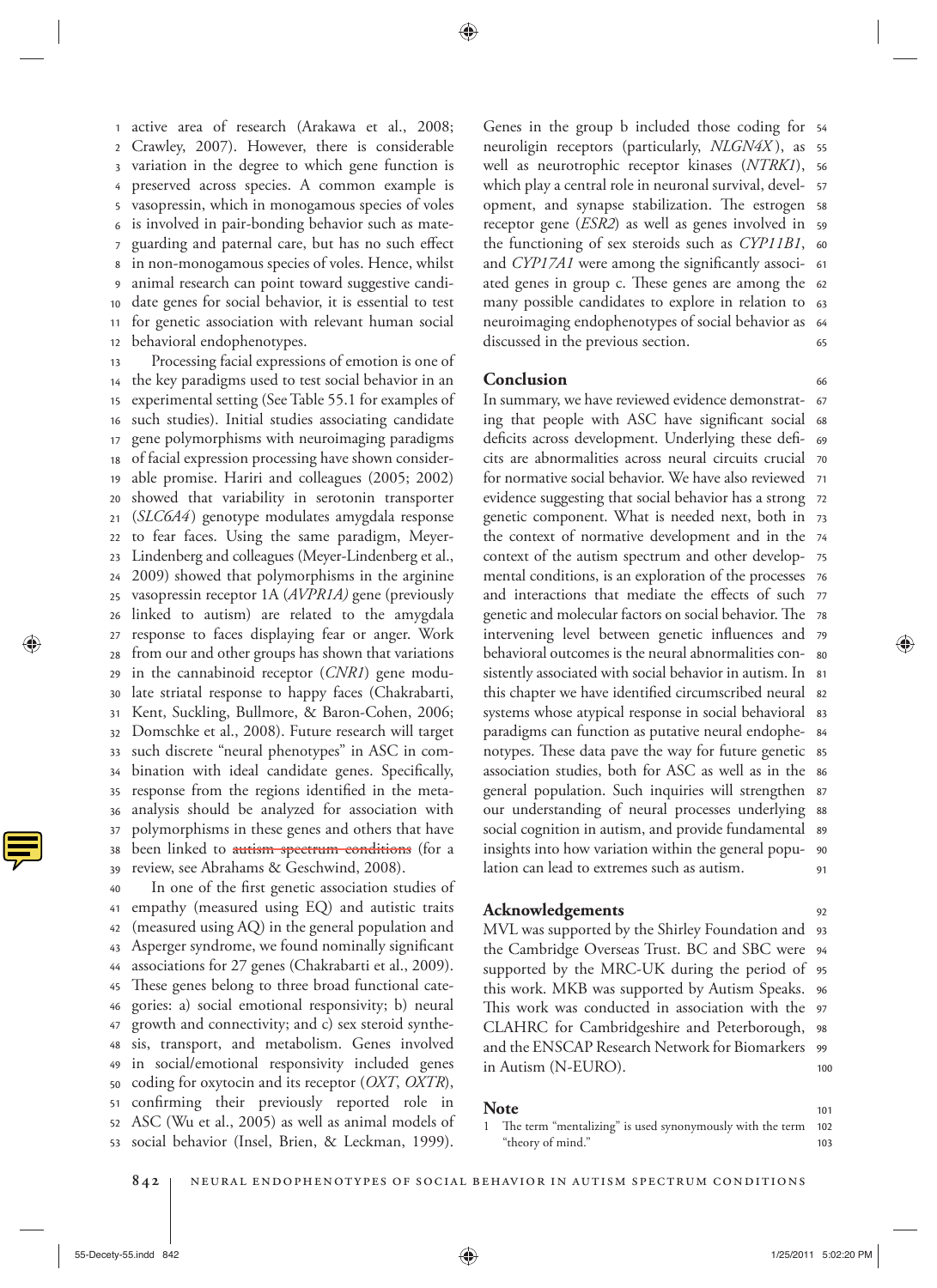active area of research (Arakawa et al., 2008; Crawley, 2007). However, there is considerable variation in the degree to which gene function is preserved across species. A common example is vasopressin, which in monogamous species of voles is involved in pair-bonding behavior such as mate-guarding and paternal care, but has no such effect in non-monogamous species of voles. Hence, whilst animal research can point toward suggestive candidate genes for social behavior, it is essential to test for genetic association with relevant human social behavioral endophenotypes.

Processing facial expressions of emotion is one of the key paradigms used to test social behavior in an experimental setting (See Table 55.1 for examples of such studies). Initial studies associating candidate gene polymorphisms with neuroimaging paradigms of facial expression processing have shown considerable promise. Hariri and colleagues (2005; 2002) showed that variability in serotonin transporter (*SLC6A4*) genotype modulates amygdala response to fear faces. Using the same paradigm, Meyer-Lindenberg and colleagues (Meyer-Lindenberg et al., 2009) showed that polymorphisms in the arginine vasopressin receptor 1A (*AVPR1A)* gene (previously linked to autism) are related to the amygdala response to faces displaying fear or anger. Work from our and other groups has shown that variations in the cannabinoid receptor (*CNR1*) gene modulate striatal response to happy faces (Chakrabarti, Kent, Suckling, Bullmore, & Baron-Cohen, 2006; Domschke et al., 2008). Future research will target such discrete "neural phenotypes" in ASC in combination with ideal candidate genes. Specifically, response from the regions identified in the meta-analysis should be analyzed for association with polymorphisms in these genes and others that have been linked to ~~autism spectrum conditions~~ (for a review, see Abrahams & Geschwind, 2008).

In one of the first genetic association studies of empathy (measured using EQ) and autistic traits (measured using AQ) in the general population and Asperger syndrome, we found nominally significant associations for 27 genes (Chakrabarti et al., 2009). These genes belong to three broad functional categories: a) social emotional responsivity; b) neural growth and connectivity; and c) sex steroid synthesis, transport, and metabolism. Genes involved in social/emotional responsivity included genes coding for oxytocin and its receptor (*OXT*, *OXTR*), confirming their previously reported role in ASC (Wu et al., 2005) as well as animal models of social behavior (Insel, Brien, & Leckman, 1999). Genes in the group b included those coding for neuroligin receptors (particularly, *NLGN4X*), as well as neurotrophic receptor kinases (*NTRK1*), which play a central role in neuronal survival, development, and synapse stabilization. The estrogen receptor gene (*ESR2*) as well as genes involved in the functioning of sex steroids such as *CYP11B1*, and *CYP17A1* were among the significantly associated genes in group c. These genes are among the many possible candidates to explore in relation to neuroimaging endophenotypes of social behavior as discussed in the previous section.

## Conclusion

In summary, we have reviewed evidence demonstrating that people with ASC have significant social deficits across development. Underlying these deficits are abnormalities across neural circuits crucial for normative social behavior. We have also reviewed evidence suggesting that social behavior has a strong genetic component. What is needed next, both in the context of normative development and in the context of the autism spectrum and other developmental conditions, is an exploration of the processes and interactions that mediate the effects of such genetic and molecular factors on social behavior. The intervening level between genetic influences and behavioral outcomes is the neural abnormalities consistently associated with social behavior in autism. In this chapter we have identified circumscribed neural systems whose atypical response in social behavioral paradigms can function as putative neural endophenotypes. These data pave the way for future genetic association studies, both for ASC as well as in the general population. Such inquiries will strengthen our understanding of neural processes underlying social cognition in autism, and provide fundamental insights into how variation within the general population can lead to extremes such as autism.

## Acknowledgements

MVL was supported by the Shirley Foundation and the Cambridge Overseas Trust. BC and SBC were supported by the MRC-UK during the period of this work. MKB was supported by Autism Speaks. This work was conducted in association with the CLAHRC for Cambridgeshire and Peterborough, and the ENSCAP Research Network for Biomarkers in Autism (N-EURO).

## Note

1 The term "mentalizing" is used synonymously with the term "theory of mind."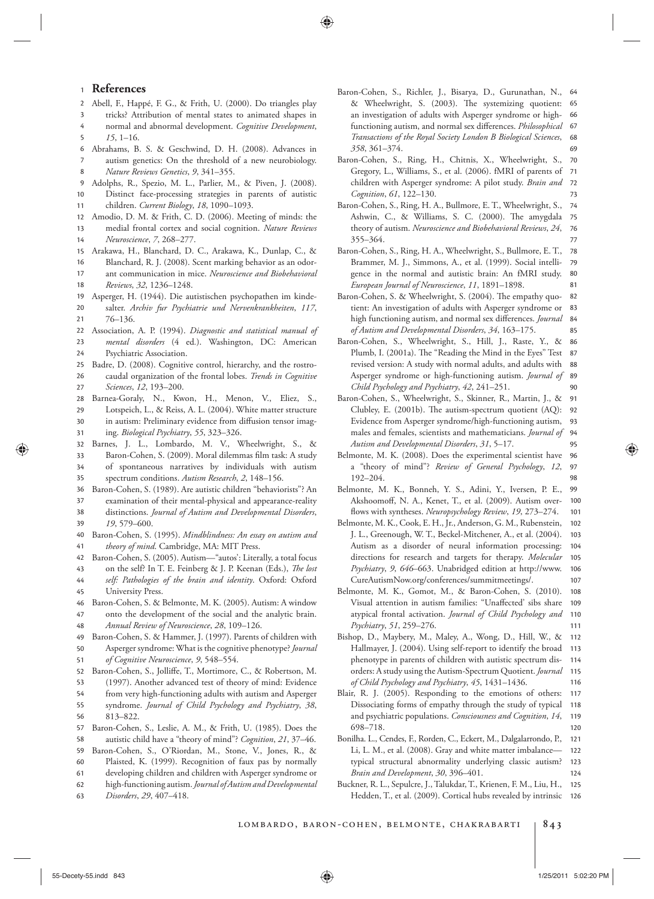# References

Abell, F., Happé, F. G., & Frith, U. (2000). Do triangles play tricks? Attribution of mental states to animated shapes in normal and abnormal development. *Cognitive Development*, *15*, 1–16.

Abrahams, B. S. & Geschwind, D. H. (2008). Advances in autism genetics: On the threshold of a new neurobiology. *Nature Reviews Genetics*, *9*, 341–355.

Adolphs, R., Spezio, M. L., Parlier, M., & Piven, J. (2008). Distinct face-processing strategies in parents of autistic children. *Current Biology*, *18*, 1090–1093.

Amodio, D. M. & Frith, C. D. (2006). Meeting of minds: the medial frontal cortex and social cognition. *Nature Reviews Neuroscience*, *7*, 268–277.

Arakawa, H., Blanchard, D. C., Arakawa, K., Dunlap, C., & Blanchard, R. J. (2008). Scent marking behavior as an odorant communication in mice. *Neuroscience and Biobehavioral Reviews*, *32*, 1236–1248.

Asperger, H. (1944). Die autistischen psychopathen im kindesalter. *Archiv fur Psychiatrie und Nervenkrankheiten*, *117*, 76–136.

Association, A. P. (1994). *Diagnostic and statistical manual of mental disorders* (4 ed.). Washington, DC: American Psychiatric Association.

Badre, D. (2008). Cognitive control, hierarchy, and the rostrocaudal organization of the frontal lobes. *Trends in Cognitive Sciences*, *12*, 193–200.

Barnea-Goraly, N., Kwon, H., Menon, V., Eliez, S., Lotspeich, L., & Reiss, A. L. (2004). White matter structure in autism: Preliminary evidence from diffusion tensor imaging. *Biological Psychiatry*, *55*, 323–326.

Barnes, J. L., Lombardo, M. V., Wheelwright, S., & Baron-Cohen, S. (2009). Moral dilemmas film task: A study of spontaneous narratives by individuals with autism spectrum conditions. *Autism Research*, *2*, 148–156.

Baron-Cohen, S. (1989). Are autistic children "behaviorists"? An examination of their mental-physical and appearance-reality distinctions. *Journal of Autism and Developmental Disorders*, *19*, 579–600.

Baron-Cohen, S. (1995). *Mindblindness: An essay on autism and theory of mind*. Cambridge, MA: MIT Press.

Baron-Cohen, S. (2005). Autism—"autos': Literally, a total focus on the self? In T. E. Feinberg & J. P. Keenan (Eds.), *The lost self: Pathologies of the brain and identity*. Oxford: Oxford University Press.

Baron-Cohen, S. & Belmonte, M. K. (2005). Autism: A window onto the development of the social and the analytic brain. *Annual Review of Neuroscience*, *28*, 109–126.

Baron-Cohen, S. & Hammer, J. (1997). Parents of children with Asperger syndrome: What is the cognitive phenotype? *Journal of Cognitive Neuroscience*, *9*, 548–554.

Baron-Cohen, S., Jolliffe, T., Mortimore, C., & Robertson, M. (1997). Another advanced test of theory of mind: Evidence from very high-functioning adults with autism and Asperger syndrome. *Journal of Child Psychology and Psychiatry*, *38*, 813–822.

Baron-Cohen, S., Leslie, A. M., & Frith, U. (1985). Does the autistic child have a "theory of mind"? *Cognition*, *21*, 37–46.

Baron-Cohen, S., O'Riordan, M., Stone, V., Jones, R., & Plaisted, K. (1999). Recognition of faux pas by normally developing children and children with Asperger syndrome or high-functioning autism. *Journal of Autism and Developmental Disorders*, *29*, 407–418.

Baron-Cohen, S., Richler, J., Bisarya, D., Gurunathan, N., & Wheelwright, S. (2003). The systemizing quotient: an investigation of adults with Asperger syndrome or high-functioning autism, and normal sex differences. *Philosophical Transactions of the Royal Society London B Biological Sciences*, *358*, 361–374.

Baron-Cohen, S., Ring, H., Chitnis, X., Wheelwright, S., Gregory, L., Williams, S., et al. (2006). fMRI of parents of children with Asperger syndrome: A pilot study. *Brain and Cognition*, *61*, 122–130.

Baron-Cohen, S., Ring, H. A., Bullmore, E. T., Wheelwright, S., Ashwin, C., & Williams, S. C. (2000). The amygdala theory of autism. *Neuroscience and Biobehavioral Reviews*, *24*, 355–364.

Baron-Cohen, S., Ring, H. A., Wheelwright, S., Bullmore, E. T., Brammer, M. J., Simmons, A., et al. (1999). Social intelligence in the normal and autistic brain: An fMRI study. *European Journal of Neuroscience*, *11*, 1891–1898.

Baron-Cohen, S. & Wheelwright, S. (2004). The empathy quotient: An investigation of adults with Asperger syndrome or high functioning autism, and normal sex differences. *Journal of Autism and Developmental Disorders*, *34*, 163–175.

Baron-Cohen, S., Wheelwright, S., Hill, J., Raste, Y., & Plumb, I. (2001a). The "Reading the Mind in the Eyes" Test revised version: A study with normal adults, and adults with Asperger syndrome or high-functioning autism. *Journal of Child Psychology and Psychiatry*, *42*, 241–251.

Baron-Cohen, S., Wheelwright, S., Skinner, R., Martin, J., & Clubley, E. (2001b). The autism-spectrum quotient (AQ): Evidence from Asperger syndrome/high-functioning autism, males and females, scientists and mathematicians. *Journal of Autism and Developmental Disorders*, *31*, 5–17.

Belmonte, M. K. (2008). Does the experimental scientist have a "theory of mind"? *Review of General Psychology*, *12*, 192–204.

Belmonte, M. K., Bonneh, Y. S., Adini, Y., Iversen, P. E., Akshoomoff, N. A., Kenet, T., et al. (2009). Autism overflows with syntheses. *Neuropsychology Review*, *19*, 273–274.

Belmonte, M. K., Cook, E. H., Jr., Anderson, G. M., Rubenstein, J. L., Greenough, W. T., Beckel-Mitchener, A., et al. (2004). Autism as a disorder of neural information processing: directions for research and targets for therapy. *Molecular Psychiatry*, *9*, 646–663. Unabridged edition at http://www.CureAutismNow.org/conferences/summitmeetings/.

Belmonte, M. K., Gomot, M., & Baron-Cohen, S. (2010). Visual attention in autism families: "Unaffected' sibs share atypical frontal activation. *Journal of Child Psychology and Psychiatry*, *51*, 259–276.

Bishop, D., Maybery, M., Maley, A., Wong, D., Hill, W., & Hallmayer, J. (2004). Using self-report to identify the broad phenotype in parents of children with autistic spectrum disorders: A study using the Autism-Spectrum Quotient. *Journal of Child Psychology and Psychiatry*, *45*, 1431–1436.

Blair, R. J. (2005). Responding to the emotions of others: Dissociating forms of empathy through the study of typical and psychiatric populations. *Consciousness and Cognition*, *14*, 698–718.

Bonilha. L., Cendes, F., Rorden, C., Eckert, M., Dalgalarrondo, P., Li, L. M., et al. (2008). Gray and white matter imbalance—typical structural abnormality underlying classic autism? *Brain and Development*, *30*, 396–401.

Buckner, R. L., Sepulcre, J., Talukdar, T., Krienen, F. M., Liu, H., Hedden, T., et al. (2009). Cortical hubs revealed by intrinsic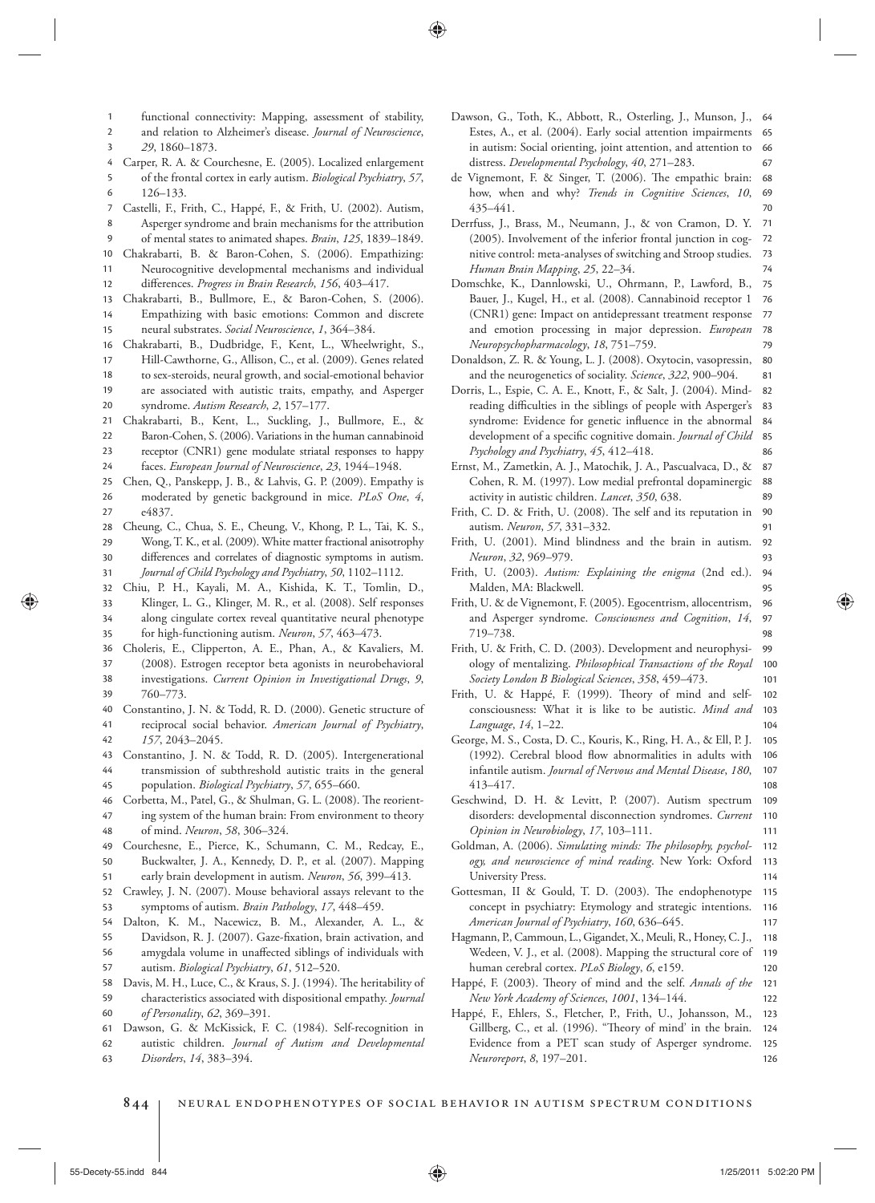functional connectivity: Mapping, assessment of stability, and relation to Alzheimer's disease. *Journal of Neuroscience*, *29*, 1860–1873.

Carper, R. A. & Courchesne, E. (2005). Localized enlargement of the frontal cortex in early autism. *Biological Psychiatry*, *57*, 126–133.

Castelli, F., Frith, C., Happé, F., & Frith, U. (2002). Autism, Asperger syndrome and brain mechanisms for the attribution of mental states to animated shapes. *Brain*, *125*, 1839–1849.

Chakrabarti, B. & Baron-Cohen, S. (2006). Empathizing: Neurocognitive developmental mechanisms and individual differences. *Progress in Brain Research*, *156*, 403–417.

Chakrabarti, B., Bullmore, E., & Baron-Cohen, S. (2006). Empathizing with basic emotions: Common and discrete neural substrates. *Social Neuroscience*, *1*, 364–384.

Chakrabarti, B., Dudbridge, F., Kent, L., Wheelwright, S., Hill-Cawthorne, G., Allison, C., et al. (2009). Genes related to sex-steroids, neural growth, and social-emotional behavior are associated with autistic traits, empathy, and Asperger syndrome. *Autism Research*, *2*, 157–177.

Chakrabarti, B., Kent, L., Suckling, J., Bullmore, E., & Baron-Cohen, S. (2006). Variations in the human cannabinoid receptor (CNR1) gene modulate striatal responses to happy faces. *European Journal of Neuroscience*, *23*, 1944–1948.

Chen, Q., Panskepp, J. B., & Lahvis, G. P. (2009). Empathy is moderated by genetic background in mice. *PLoS One*, *4*, e4837.

Cheung, C., Chua, S. E., Cheung, V., Khong, P. L., Tai, K. S., Wong, T. K., et al. (2009). White matter fractional anisotrophy differences and correlates of diagnostic symptoms in autism. *Journal of Child Psychology and Psychiatry*, *50*, 1102–1112.

Chiu, P. H., Kayali, M. A., Kishida, K. T., Tomlin, D., Klinger, L. G., Klinger, M. R., et al. (2008). Self responses along cingulate cortex reveal quantitative neural phenotype for high-functioning autism. *Neuron*, *57*, 463–473.

Choleris, E., Clipperton, A. E., Phan, A., & Kavaliers, M. (2008). Estrogen receptor beta agonists in neurobehavioral investigations. *Current Opinion in Investigational Drugs*, *9*, 760–773.

Constantino, J. N. & Todd, R. D. (2000). Genetic structure of reciprocal social behavior. *American Journal of Psychiatry*, *157*, 2043–2045.

Constantino, J. N. & Todd, R. D. (2005). Intergenerational transmission of subthreshold autistic traits in the general population. *Biological Psychiatry*, *57*, 655–660.

Corbetta, M., Patel, G., & Shulman, G. L. (2008). The reorienting system of the human brain: From environment to theory of mind. *Neuron*, *58*, 306–324.

Courchesne, E., Pierce, K., Schumann, C. M., Redcay, E., Buckwalter, J. A., Kennedy, D. P., et al. (2007). Mapping early brain development in autism. *Neuron*, *56*, 399–413.

Crawley, J. N. (2007). Mouse behavioral assays relevant to the symptoms of autism. *Brain Pathology*, *17*, 448–459.

Dalton, K. M., Nacewicz, B. M., Alexander, A. L., & Davidson, R. J. (2007). Gaze-fixation, brain activation, and amygdala volume in unaffected siblings of individuals with autism. *Biological Psychiatry*, *61*, 512–520.

Davis, M. H., Luce, C., & Kraus, S. J. (1994). The heritability of characteristics associated with dispositional empathy. *Journal of Personality*, *62*, 369–391.

Dawson, G. & McKissick, F. C. (1984). Self-recognition in autistic children. *Journal of Autism and Developmental Disorders*, *14*, 383–394.

Dawson, G., Toth, K., Abbott, R., Osterling, J., Munson, J., Estes, A., et al. (2004). Early social attention impairments in autism: Social orienting, joint attention, and attention to distress. *Developmental Psychology*, *40*, 271–283.

de Vignemont, F. & Singer, T. (2006). The empathic brain: how, when and why? *Trends in Cognitive Sciences*, *10*, 435–441.

Derrfuss, J., Brass, M., Neumann, J., & von Cramon, D. Y. (2005). Involvement of the inferior frontal junction in cognitive control: meta-analyses of switching and Stroop studies. *Human Brain Mapping*, *25*, 22–34.

Domschke, K., Dannlowski, U., Ohrmann, P., Lawford, B., Bauer, J., Kugel, H., et al. (2008). Cannabinoid receptor 1 (CNR1) gene: Impact on antidepressant treatment response and emotion processing in major depression. *European Neuropsychopharmacology*, *18*, 751–759.

Donaldson, Z. R. & Young, L. J. (2008). Oxytocin, vasopressin, and the neurogenetics of sociality. *Science*, *322*, 900–904.

Dorris, L., Espie, C. A. E., Knott, F., & Salt, J. (2004). Mind-reading difficulties in the siblings of people with Asperger's syndrome: Evidence for genetic influence in the abnormal development of a specific cognitive domain. *Journal of Child Psychology and Psychiatry*, *45*, 412–418.

Ernst, M., Zametkin, A. J., Matochik, J. A., Pascualvaca, D., & Cohen, R. M. (1997). Low medial prefrontal dopaminergic activity in autistic children. *Lancet*, *350*, 638.

Frith, C. D. & Frith, U. (2008). The self and its reputation in autism. *Neuron*, *57*, 331–332.

Frith, U. (2001). Mind blindness and the brain in autism. *Neuron*, *32*, 969–979.

Frith, U. (2003). *Autism: Explaining the enigma* (2nd ed.). Malden, MA: Blackwell.

Frith, U. & de Vignemont, F. (2005). Egocentrism, allocentrism, and Asperger syndrome. *Consciousness and Cognition*, *14*, 719–738.

Frith, U. & Frith, C. D. (2003). Development and neurophysiology of mentalizing. *Philosophical Transactions of the Royal Society London B Biological Sciences*, *358*, 459–473.

Frith, U. & Happé, F. (1999). Theory of mind and self-consciousness: What it is like to be autistic. *Mind and Language*, *14*, 1–22.

George, M. S., Costa, D. C., Kouris, K., Ring, H. A., & Ell, P. J. (1992). Cerebral blood flow abnormalities in adults with infantile autism. *Journal of Nervous and Mental Disease*, *180*, 413–417.

Geschwind, D. H. & Levitt, P. (2007). Autism spectrum disorders: developmental disconnection syndromes. *Current Opinion in Neurobiology*, *17*, 103–111.

Goldman, A. (2006). *Simulating minds: The philosophy, psychology, and neuroscience of mind reading*. New York: Oxford University Press.

Gottesman, II & Gould, T. D. (2003). The endophenotype concept in psychiatry: Etymology and strategic intentions. *American Journal of Psychiatry*, *160*, 636–645.

Hagmann, P., Cammoun, L., Gigandet, X., Meuli, R., Honey, C. J., Wedeen, V. J., et al. (2008). Mapping the structural core of human cerebral cortex. *PLoS Biology*, *6*, e159.

Happé, F. (2003). Theory of mind and the self. *Annals of the New York Academy of Sciences*, *1001*, 134–144.

Happé, F., Ehlers, S., Fletcher, P., Frith, U., Johansson, M., Gillberg, C., et al. (1996). "Theory of mind' in the brain. Evidence from a PET scan study of Asperger syndrome. *Neuroreport*, *8*, 197–201.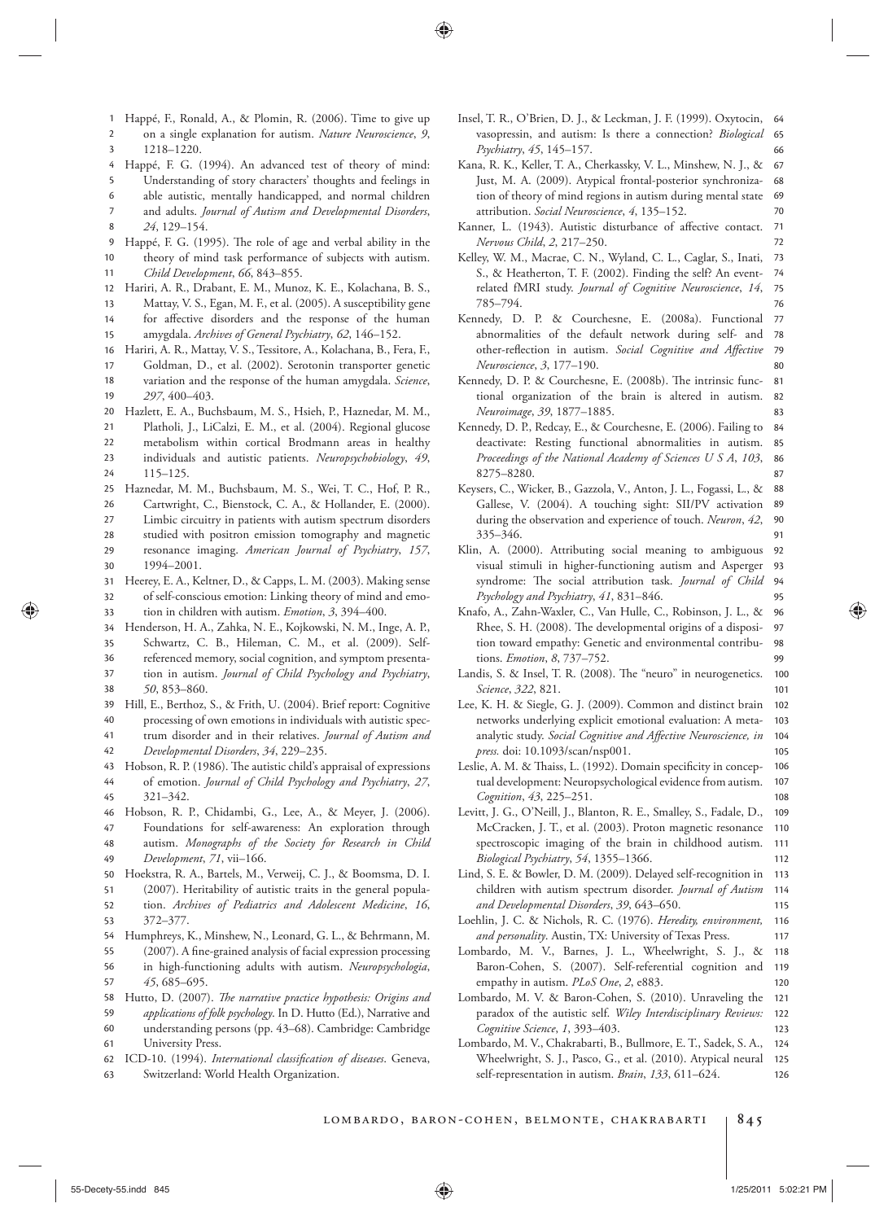Happé, F., Ronald, A., & Plomin, R. (2006). Time to give up on a single explanation for autism. *Nature Neuroscience*, *9*, 1218–1220.

Happé, F. G. (1994). An advanced test of theory of mind: Understanding of story characters' thoughts and feelings in able autistic, mentally handicapped, and normal children and adults. *Journal of Autism and Developmental Disorders*, *24*, 129–154.

Happé, F. G. (1995). The role of age and verbal ability in the theory of mind task performance of subjects with autism. *Child Development*, *66*, 843–855.

Hariri, A. R., Drabant, E. M., Munoz, K. E., Kolachana, B. S., Mattay, V. S., Egan, M. F., et al. (2005). A susceptibility gene for affective disorders and the response of the human amygdala. *Archives of General Psychiatry*, *62*, 146–152.

Hariri, A. R., Mattay, V. S., Tessitore, A., Kolachana, B., Fera, F., Goldman, D., et al. (2002). Serotonin transporter genetic variation and the response of the human amygdala. *Science*, *297*, 400–403.

Hazlett, E. A., Buchsbaum, M. S., Hsieh, P., Haznedar, M. M., Platholi, J., LiCalzi, E. M., et al. (2004). Regional glucose metabolism within cortical Brodmann areas in healthy individuals and autistic patients. *Neuropsychobiology*, *49*, 115–125.

Haznedar, M. M., Buchsbaum, M. S., Wei, T. C., Hof, P. R., Cartwright, C., Bienstock, C. A., & Hollander, E. (2000). Limbic circuitry in patients with autism spectrum disorders studied with positron emission tomography and magnetic resonance imaging. *American Journal of Psychiatry*, *157*, 1994–2001.

Heerey, E. A., Keltner, D., & Capps, L. M. (2003). Making sense of self-conscious emotion: Linking theory of mind and emotion in children with autism. *Emotion*, *3*, 394–400.

Henderson, H. A., Zahka, N. E., Kojkowski, N. M., Inge, A. P., Schwartz, C. B., Hileman, C. M., et al. (2009). Self-referenced memory, social cognition, and symptom presentation in autism. *Journal of Child Psychology and Psychiatry*, *50*, 853–860.

Hill, E., Berthoz, S., & Frith, U. (2004). Brief report: Cognitive processing of own emotions in individuals with autistic spectrum disorder and in their relatives. *Journal of Autism and Developmental Disorders*, *34*, 229–235.

Hobson, R. P. (1986). The autistic child's appraisal of expressions of emotion. *Journal of Child Psychology and Psychiatry*, *27*, 321–342.

Hobson, R. P., Chidambi, G., Lee, A., & Meyer, J. (2006). Foundations for self-awareness: An exploration through autism. *Monographs of the Society for Research in Child Development*, *71*, vii–166.

Hoekstra, R. A., Bartels, M., Verweij, C. J., & Boomsma, D. I. (2007). Heritability of autistic traits in the general population. *Archives of Pediatrics and Adolescent Medicine*, *16*, 372–377.

Humphreys, K., Minshew, N., Leonard, G. L., & Behrmann, M. (2007). A fine-grained analysis of facial expression processing in high-functioning adults with autism. *Neuropsychologia*, *45*, 685–695.

Hutto, D. (2007). *The narrative practice hypothesis: Origins and applications of folk psychology*. In D. Hutto (Ed.), Narrative and understanding persons (pp. 43–68). Cambridge: Cambridge University Press.

ICD-10. (1994). *International classification of diseases*. Geneva, Switzerland: World Health Organization.

Insel, T. R., O'Brien, D. J., & Leckman, J. F. (1999). Oxytocin, vasopressin, and autism: Is there a connection? *Biological Psychiatry*, *45*, 145–157.

Kana, R. K., Keller, T. A., Cherkassky, V. L., Minshew, N. J., & Just, M. A. (2009). Atypical frontal-posterior synchronization of theory of mind regions in autism during mental state attribution. *Social Neuroscience*, *4*, 135–152.

Kanner, L. (1943). Autistic disturbance of affective contact. *Nervous Child*, *2*, 217–250.

Kelley, W. M., Macrae, C. N., Wyland, C. L., Caglar, S., Inati, S., & Heatherton, T. F. (2002). Finding the self? An event-related fMRI study. *Journal of Cognitive Neuroscience*, *14*, 785–794.

Kennedy, D. P. & Courchesne, E. (2008a). Functional abnormalities of the default network during self- and other-reflection in autism. *Social Cognitive and Affective Neuroscience*, *3*, 177–190.

Kennedy, D. P. & Courchesne, E. (2008b). The intrinsic functional organization of the brain is altered in autism. *Neuroimage*, *39*, 1877–1885.

Kennedy, D. P., Redcay, E., & Courchesne, E. (2006). Failing to deactivate: Resting functional abnormalities in autism. *Proceedings of the National Academy of Sciences U S A*, *103*, 8275–8280.

Keysers, C., Wicker, B., Gazzola, V., Anton, J. L., Fogassi, L., & Gallese, V. (2004). A touching sight: SII/PV activation during the observation and experience of touch. *Neuron*, *42*, 335–346.

Klin, A. (2000). Attributing social meaning to ambiguous visual stimuli in higher-functioning autism and Asperger syndrome: The social attribution task. *Journal of Child Psychology and Psychiatry*, *41*, 831–846.

Knafo, A., Zahn-Waxler, C., Van Hulle, C., Robinson, J. L., & Rhee, S. H. (2008). The developmental origins of a disposition toward empathy: Genetic and environmental contributions. *Emotion*, *8*, 737–752.

Landis, S. & Insel, T. R. (2008). The "neuro" in neurogenetics. *Science*, *322*, 821.

Lee, K. H. & Siegle, G. J. (2009). Common and distinct brain networks underlying explicit emotional evaluation: A meta-analytic study. *Social Cognitive and Affective Neuroscience, in press.* doi: 10.1093/scan/nsp001.

Leslie, A. M. & Thaiss, L. (1992). Domain specificity in conceptual development: Neuropsychological evidence from autism. *Cognition*, *43*, 225–251.

Levitt, J. G., O'Neill, J., Blanton, R. E., Smalley, S., Fadale, D., McCracken, J. T., et al. (2003). Proton magnetic resonance spectroscopic imaging of the brain in childhood autism. *Biological Psychiatry*, *54*, 1355–1366.

Lind, S. E. & Bowler, D. M. (2009). Delayed self-recognition in children with autism spectrum disorder. *Journal of Autism and Developmental Disorders*, *39*, 643–650.

Loehlin, J. C. & Nichols, R. C. (1976). *Heredity, environment, and personality*. Austin, TX: University of Texas Press.

Lombardo, M. V., Barnes, J. L., Wheelwright, S. J., & Baron-Cohen, S. (2007). Self-referential cognition and empathy in autism. *PLoS One*, *2*, e883.

Lombardo, M. V. & Baron-Cohen, S. (2010). Unraveling the paradox of the autistic self. *Wiley Interdisciplinary Reviews: Cognitive Science*, *1*, 393–403.

Lombardo, M. V., Chakrabarti, B., Bullmore, E. T., Sadek, S. A., Wheelwright, S. J., Pasco, G., et al. (2010). Atypical neural self-representation in autism. *Brain*, *133*, 611–624.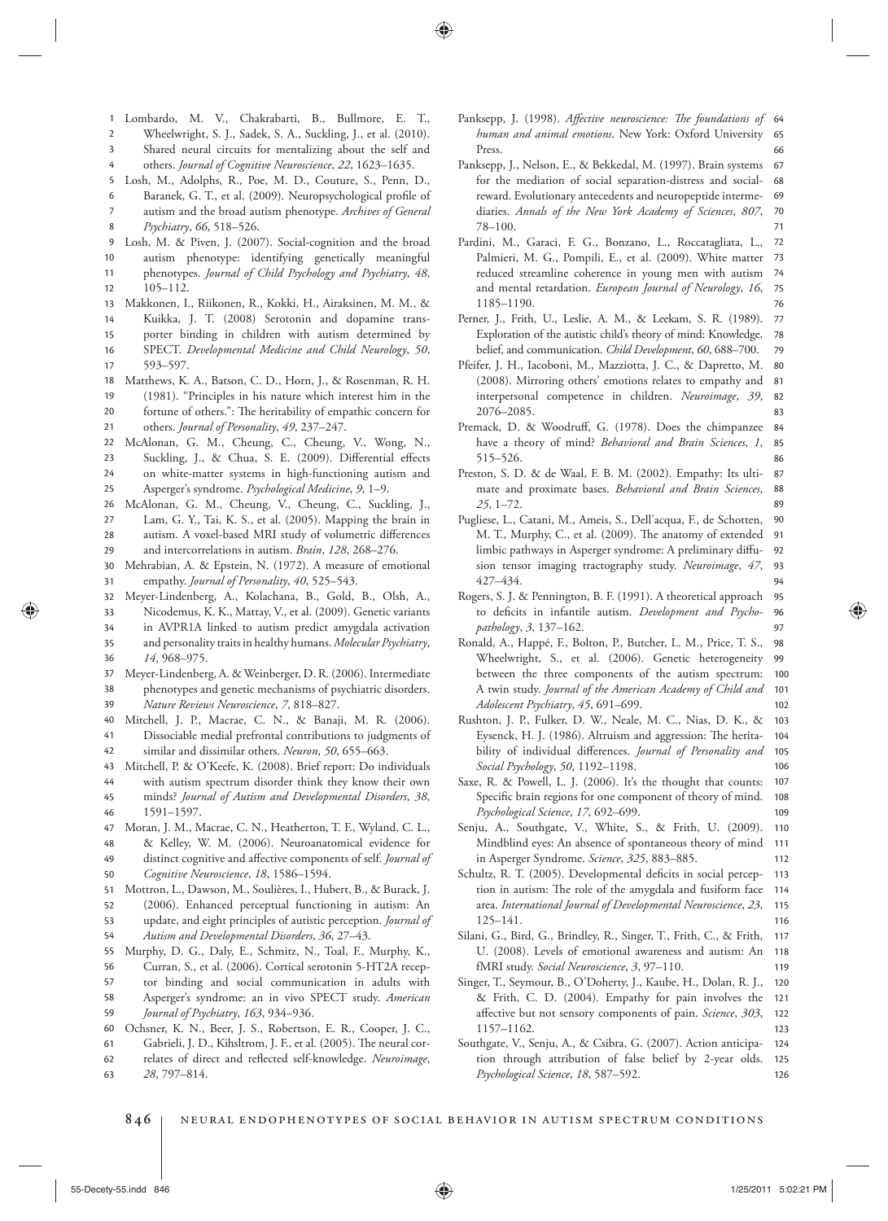Lombardo, M. V., Chakrabarti, B., Bullmore, E. T., Wheelwright, S. J., Sadek, S. A., Suckling, J., et al. (2010). Shared neural circuits for mentalizing about the self and others. *Journal of Cognitive Neuroscience*, *22*, 1623–1635.

Losh, M., Adolphs, R., Poe, M. D., Couture, S., Penn, D., Baranek, G. T., et al. (2009). Neuropsychological profile of autism and the broad autism phenotype. *Archives of General Psychiatry*, *66*, 518–526.

Losh, M. & Piven, J. (2007). Social-cognition and the broad autism phenotype: identifying genetically meaningful phenotypes. *Journal of Child Psychology and Psychiatry*, *48*, 105–112.

Makkonen, I., Riikonen, R., Kokki, H., Airaksinen, M. M., & Kuikka, J. T. (2008) Serotonin and dopamine transporter binding in children with autism determined by SPECT. *Developmental Medicine and Child Neurology*, *50*, 593–597.

Matthews, K. A., Batson, C. D., Horn, J., & Rosenman, R. H. (1981). "Principles in his nature which interest him in the fortune of others.": The heritability of empathic concern for others. *Journal of Personality*, *49*, 237–247.

McAlonan, G. M., Cheung, C., Cheung, V., Wong, N., Suckling, J., & Chua, S. E. (2009). Differential effects on white-matter systems in high-functioning autism and Asperger's syndrome. *Psychological Medicine*, *9*, 1–9.

McAlonan, G. M., Cheung, V., Cheung, C., Suckling, J., Lam, G. Y., Tai, K. S., et al. (2005). Mapping the brain in autism. A voxel-based MRI study of volumetric differences and intercorrelations in autism. *Brain*, *128*, 268–276.

Mehrabian, A. & Epstein, N. (1972). A measure of emotional empathy. *Journal of Personality*, *40*, 525–543.

Meyer-Lindenberg, A., Kolachana, B., Gold, B., Olsh, A., Nicodemus, K. K., Mattay, V., et al. (2009). Genetic variants in AVPR1A linked to autism predict amygdala activation and personality traits in healthy humans. *Molecular Psychiatry*, *14*, 968–975.

Meyer-Lindenberg, A. & Weinberger, D. R. (2006). Intermediate phenotypes and genetic mechanisms of psychiatric disorders. *Nature Reviews Neuroscience*, *7*, 818–827.

Mitchell, J. P., Macrae, C. N., & Banaji, M. R. (2006). Dissociable medial prefrontal contributions to judgments of similar and dissimilar others. *Neuron*, *50*, 655–663.

Mitchell, P. & O'Keefe, K. (2008). Brief report: Do individuals with autism spectrum disorder think they know their own minds? *Journal of Autism and Developmental Disorders*, *38*, 1591–1597.

Moran, J. M., Macrae, C. N., Heatherton, T. F., Wyland, C. L., & Kelley, W. M. (2006). Neuroanatomical evidence for distinct cognitive and affective components of self. *Journal of Cognitive Neuroscience*, *18*, 1586–1594.

Mottron, L., Dawson, M., Soulières, I., Hubert, B., & Burack, J. (2006). Enhanced perceptual functioning in autism: An update, and eight principles of autistic perception. *Journal of Autism and Developmental Disorders*, *36*, 27–43.

Murphy, D. G., Daly, E., Schmitz, N., Toal, F., Murphy, K., Curran, S., et al. (2006). Cortical serotonin 5-HT2A receptor binding and social communication in adults with Asperger's syndrome: an in vivo SPECT study. *American Journal of Psychiatry*, *163*, 934–936.

Ochsner, K. N., Beer, J. S., Robertson, E. R., Cooper, J. C., Gabrieli, J. D., Kihsltrom, J. F., et al. (2005). The neural correlates of direct and reflected self-knowledge. *Neuroimage*, *28*, 797–814.

Panksepp, J. (1998). *Affective neuroscience: The foundations of human and animal emotions*. New York: Oxford University Press.

Panksepp, J., Nelson, E., & Bekkedal, M. (1997). Brain systems for the mediation of social separation-distress and social-reward. Evolutionary antecedents and neuropeptide intermediaries. *Annals of the New York Academy of Sciences*, *807*, 78–100.

Pardini, M., Garaci, F. G., Bonzano, L., Roccatagliata, L., Palmieri, M. G., Pompili, E., et al. (2009). White matter reduced streamline coherence in young men with autism and mental retardation. *European Journal of Neurology*, *16*, 1185–1190.

Perner, J., Frith, U., Leslie, A. M., & Leekam, S. R. (1989). Exploration of the autistic child's theory of mind: Knowledge, belief, and communication. *Child Development*, *60*, 688–700.

Pfeifer, J. H., Iacoboni, M., Mazziotta, J. C., & Dapretto, M. (2008). Mirroring others' emotions relates to empathy and interpersonal competence in children. *Neuroimage*, *39*, 2076–2085.

Premack, D. & Woodruff, G. (1978). Does the chimpanzee have a theory of mind? *Behavioral and Brain Sciences*, *1*, 515–526.

Preston, S. D. & de Waal, F. B. M. (2002). Empathy: Its ultimate and proximate bases. *Behavioral and Brain Sciences*, *25*, 1–72.

Pugliese, L., Catani, M., Ameis, S., Dell'acqua, F., de Schotten, M. T., Murphy, C., et al. (2009). The anatomy of extended limbic pathways in Asperger syndrome: A preliminary diffusion tensor imaging tractography study. *Neuroimage*, *47*, 427–434.

Rogers, S. J. & Pennington, B. F. (1991). A theoretical approach to deficits in infantile autism. *Development and Psychopathology*, *3*, 137–162.

Ronald, A., Happé, F., Bolton, P., Butcher, L. M., Price, T. S., Wheelwright, S., et al. (2006). Genetic heterogeneity between the three components of the autism spectrum: A twin study. *Journal of the American Academy of Child and Adolescent Psychiatry*, *45*, 691–699.

Rushton, J. P., Fulker, D. W., Neale, M. C., Nias, D. K., & Eysenck, H. J. (1986). Altruism and aggression: The heritability of individual differences. *Journal of Personality and Social Psychology*, *50*, 1192–1198.

Saxe, R. & Powell, L. J. (2006). It's the thought that counts: Specific brain regions for one component of theory of mind. *Psychological Science*, *17*, 692–699.

Senju, A., Southgate, V., White, S., & Frith, U. (2009). Mindblind eyes: An absence of spontaneous theory of mind in Asperger Syndrome. *Science*, *325*, 883–885.

Schultz, R. T. (2005). Developmental deficits in social perception in autism: The role of the amygdala and fusiform face area. *International Journal of Developmental Neuroscience*, *23*, 125–141.

Silani, G., Bird, G., Brindley, R., Singer, T., Frith, C., & Frith, U. (2008). Levels of emotional awareness and autism: An fMRI study. *Social Neuroscience*, *3*, 97–110.

Singer, T., Seymour, B., O'Doherty, J., Kaube, H., Dolan, R. J., & Frith, C. D. (2004). Empathy for pain involves the affective but not sensory components of pain. *Science*, *303*, 1157–1162.

Southgate, V., Senju, A., & Csibra, G. (2007). Action anticipation through attribution of false belief by 2-year olds. *Psychological Science*, *18*, 587–592.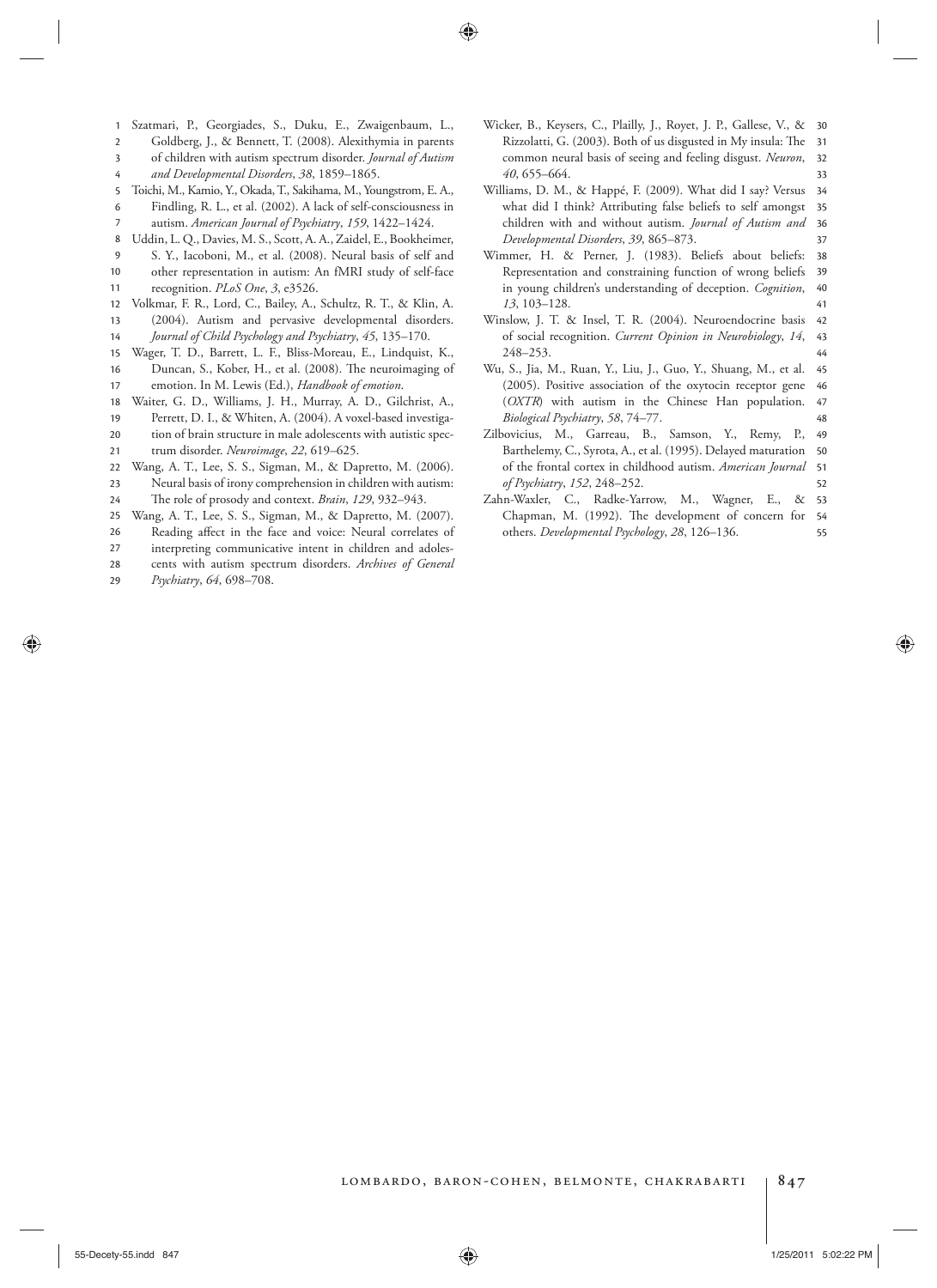Szatmari, P., Georgiades, S., Duku, E., Zwaigenbaum, L., Goldberg, J., & Bennett, T. (2008). Alexithymia in parents of children with autism spectrum disorder. *Journal of Autism and Developmental Disorders*, *38*, 1859–1865.

Toichi, M., Kamio, Y., Okada, T., Sakihama, M., Youngstrom, E. A., Findling, R. L., et al. (2002). A lack of self-consciousness in autism. *American Journal of Psychiatry*, *159*, 1422–1424.

Uddin, L. Q., Davies, M. S., Scott, A. A., Zaidel, E., Bookheimer, S. Y., Iacoboni, M., et al. (2008). Neural basis of self and other representation in autism: An fMRI study of self-face recognition. *PLoS One*, *3*, e3526.

Volkmar, F. R., Lord, C., Bailey, A., Schultz, R. T., & Klin, A. (2004). Autism and pervasive developmental disorders. *Journal of Child Psychology and Psychiatry*, *45*, 135–170.

Wager, T. D., Barrett, L. F., Bliss-Moreau, E., Lindquist, K., Duncan, S., Kober, H., et al. (2008). The neuroimaging of emotion. In M. Lewis (Ed.), *Handbook of emotion*.

Waiter, G. D., Williams, J. H., Murray, A. D., Gilchrist, A., Perrett, D. I., & Whiten, A. (2004). A voxel-based investigation of brain structure in male adolescents with autistic spectrum disorder. *Neuroimage*, *22*, 619–625.

Wang, A. T., Lee, S. S., Sigman, M., & Dapretto, M. (2006). Neural basis of irony comprehension in children with autism: The role of prosody and context. *Brain*, *129*, 932–943.

Wang, A. T., Lee, S. S., Sigman, M., & Dapretto, M. (2007). Reading affect in the face and voice: Neural correlates of interpreting communicative intent in children and adolescents with autism spectrum disorders. *Archives of General Psychiatry*, *64*, 698–708.

Wicker, B., Keysers, C., Plailly, J., Royet, J. P., Gallese, V., & Rizzolatti, G. (2003). Both of us disgusted in My insula: The common neural basis of seeing and feeling disgust. *Neuron*, *40*, 655–664.

Williams, D. M., & Happé, F. (2009). What did I say? Versus what did I think? Attributing false beliefs to self amongst children with and without autism. *Journal of Autism and Developmental Disorders*, *39*, 865–873.

Wimmer, H. & Perner, J. (1983). Beliefs about beliefs: Representation and constraining function of wrong beliefs in young children's understanding of deception. *Cognition*, *13*, 103–128.

Winslow, J. T. & Insel, T. R. (2004). Neuroendocrine basis of social recognition. *Current Opinion in Neurobiology*, *14*, 248–253.

Wu, S., Jia, M., Ruan, Y., Liu, J., Guo, Y., Shuang, M., et al. (2005). Positive association of the oxytocin receptor gene (*OXTR*) with autism in the Chinese Han population. *Biological Psychiatry*, *58*, 74–77.

Zilbovicius, M., Garreau, B., Samson, Y., Remy, P., Barthelemy, C., Syrota, A., et al. (1995). Delayed maturation of the frontal cortex in childhood autism. *American Journal of Psychiatry*, *152*, 248–252.

Zahn-Waxler, C., Radke-Yarrow, M., Wagner, E., & Chapman, M. (1992). The development of concern for others. *Developmental Psychology*, *28*, 126–136.